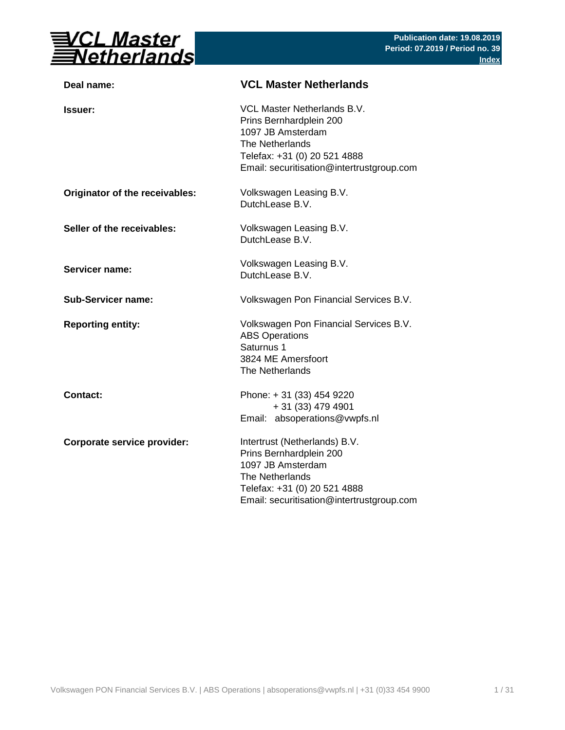# VCL Master Netherlands

**Publication date: 19.08.2019**
**Period: 07.2019 / Period no. 39**
**Index**

| | |
|---|---|
| **Deal name:** | **VCL Master Netherlands** |
| **Issuer:** | VCL Master Netherlands B.V.<br>Prins Bernhardplein 200<br>1097 JB Amsterdam<br>The Netherlands<br>Telefax: +31 (0) 20 521 4888<br>Email: securitisation@intertrustgroup.com |
| **Originator of the receivables:** | Volkswagen Leasing B.V.<br>DutchLease B.V. |
| **Seller of the receivables:** | Volkswagen Leasing B.V.<br>DutchLease B.V. |
| **Servicer name:** | Volkswagen Leasing B.V.<br>DutchLease B.V. |
| **Sub-Servicer name:** | Volkswagen Pon Financial Services B.V. |
| **Reporting entity:** | Volkswagen Pon Financial Services B.V.<br>ABS Operations<br>Saturnus 1<br>3824 ME Amersfoort<br>The Netherlands |
| **Contact:** | Phone: + 31 (33) 454 9220<br>+ 31 (33) 479 4901<br>Email: absoperations@vwpfs.nl |
| **Corporate service provider:** | Intertrust (Netherlands) B.V.<br>Prins Bernhardplein 200<br>1097 JB Amsterdam<br>The Netherlands<br>Telefax: +31 (0) 20 521 4888<br>Email: securitisation@intertrustgroup.com |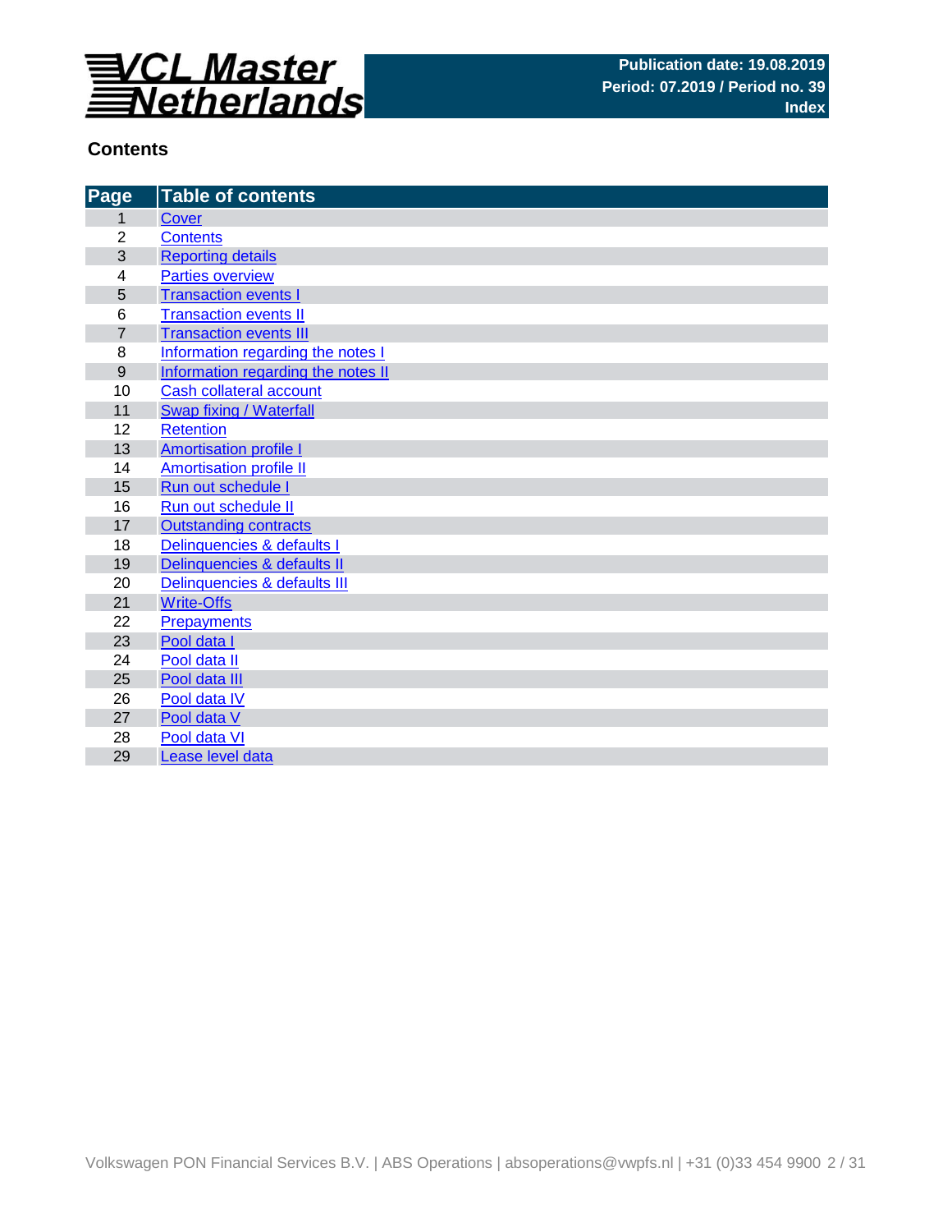VCL Master Netherlands

Publication date: 19.08.2019
Period: 07.2019 / Period no. 39
Index

## Contents

| Page | Table of contents |
|---|---|
| 1 | Cover |
| 2 | Contents |
| 3 | Reporting details |
| 4 | Parties overview |
| 5 | Transaction events I |
| 6 | Transaction events II |
| 7 | Transaction events III |
| 8 | Information regarding the notes I |
| 9 | Information regarding the notes II |
| 10 | Cash collateral account |
| 11 | Swap fixing / Waterfall |
| 12 | Retention |
| 13 | Amortisation profile I |
| 14 | Amortisation profile II |
| 15 | Run out schedule I |
| 16 | Run out schedule II |
| 17 | Outstanding contracts |
| 18 | Delinquencies & defaults I |
| 19 | Delinquencies & defaults II |
| 20 | Delinquencies & defaults III |
| 21 | Write-Offs |
| 22 | Prepayments |
| 23 | Pool data I |
| 24 | Pool data II |
| 25 | Pool data III |
| 26 | Pool data IV |
| 27 | Pool data V |
| 28 | Pool data VI |
| 29 | Lease level data |

Volkswagen PON Financial Services B.V. | ABS Operations | absoperations@vwpfs.nl | +31 (0)33 454 9900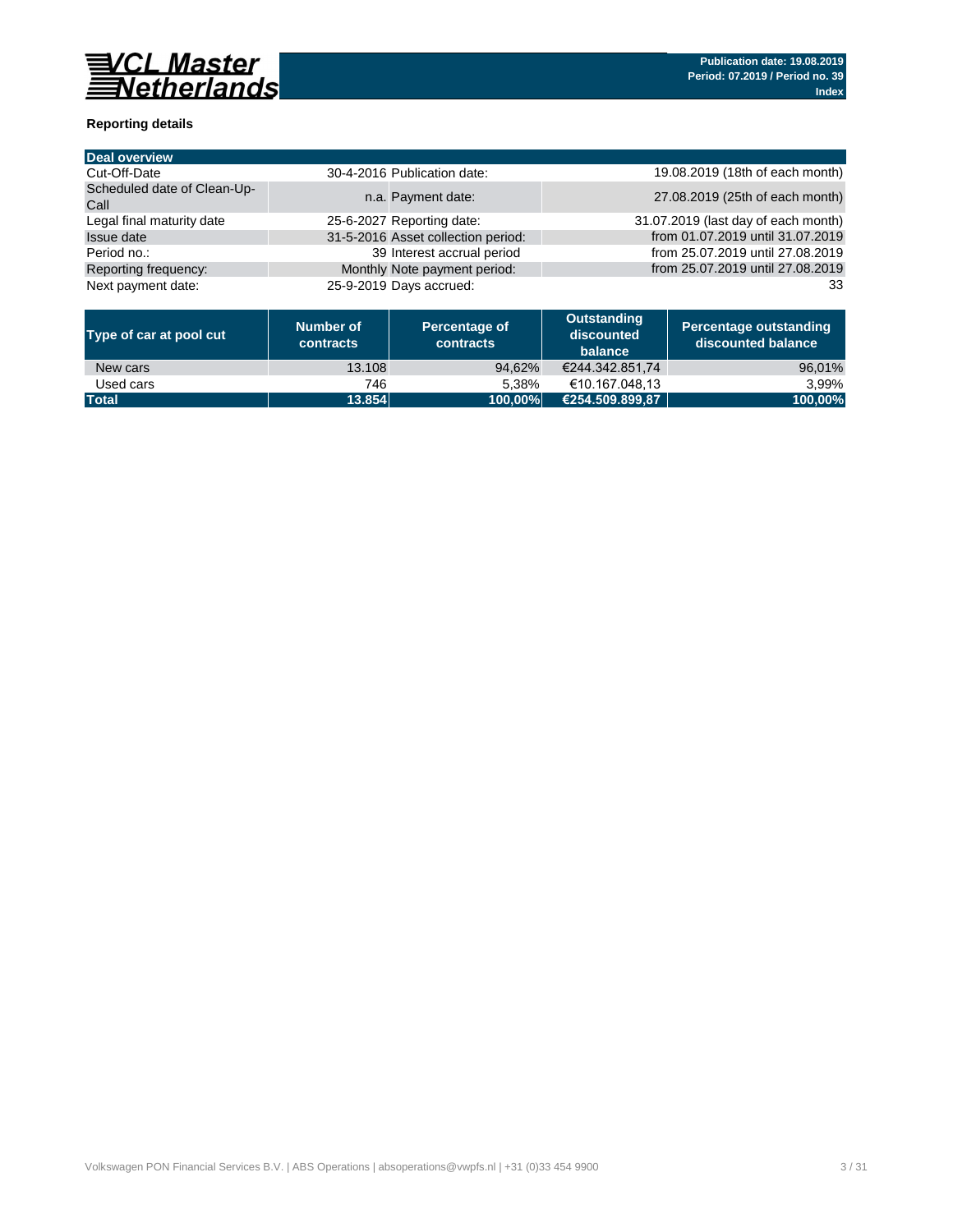VCL Master Netherlands

Publication date: 19.08.2019
Period: 07.2019 / Period no. 39
Index

**Reporting details**

| Deal overview | | | |
|---|---|---|---|
| Cut-Off-Date | 30-4-2016 | Publication date: | 19.08.2019 (18th of each month) |
| Scheduled date of Clean-Up-Call | n.a. | Payment date: | 27.08.2019 (25th of each month) |
| Legal final maturity date | 25-6-2027 | Reporting date: | 31.07.2019 (last day of each month) |
| Issue date | 31-5-2016 | Asset collection period: | from 01.07.2019 until 31.07.2019 |
| Period no.: | 39 | Interest accrual period | from 25.07.2019 until 27.08.2019 |
| Reporting frequency: | Monthly | Note payment period: | from 25.07.2019 until 27.08.2019 |
| Next payment date: | 25-9-2019 | Days accrued: | 33 |

| Type of car at pool cut | Number of contracts | Percentage of contracts | Outstanding discounted balance | Percentage outstanding discounted balance |
|---|---|---|---|---|
| New cars | 13.108 | 94,62% | €244.342.851,74 | 96,01% |
| Used cars | 746 | 5,38% | €10.167.048,13 | 3,99% |
| **Total** | **13.854** | **100,00%** | **€254.509.899,87** | **100,00%** |

Volkswagen PON Financial Services B.V. | ABS Operations | absoperations@vwpfs.nl | +31 (0)33 454 9900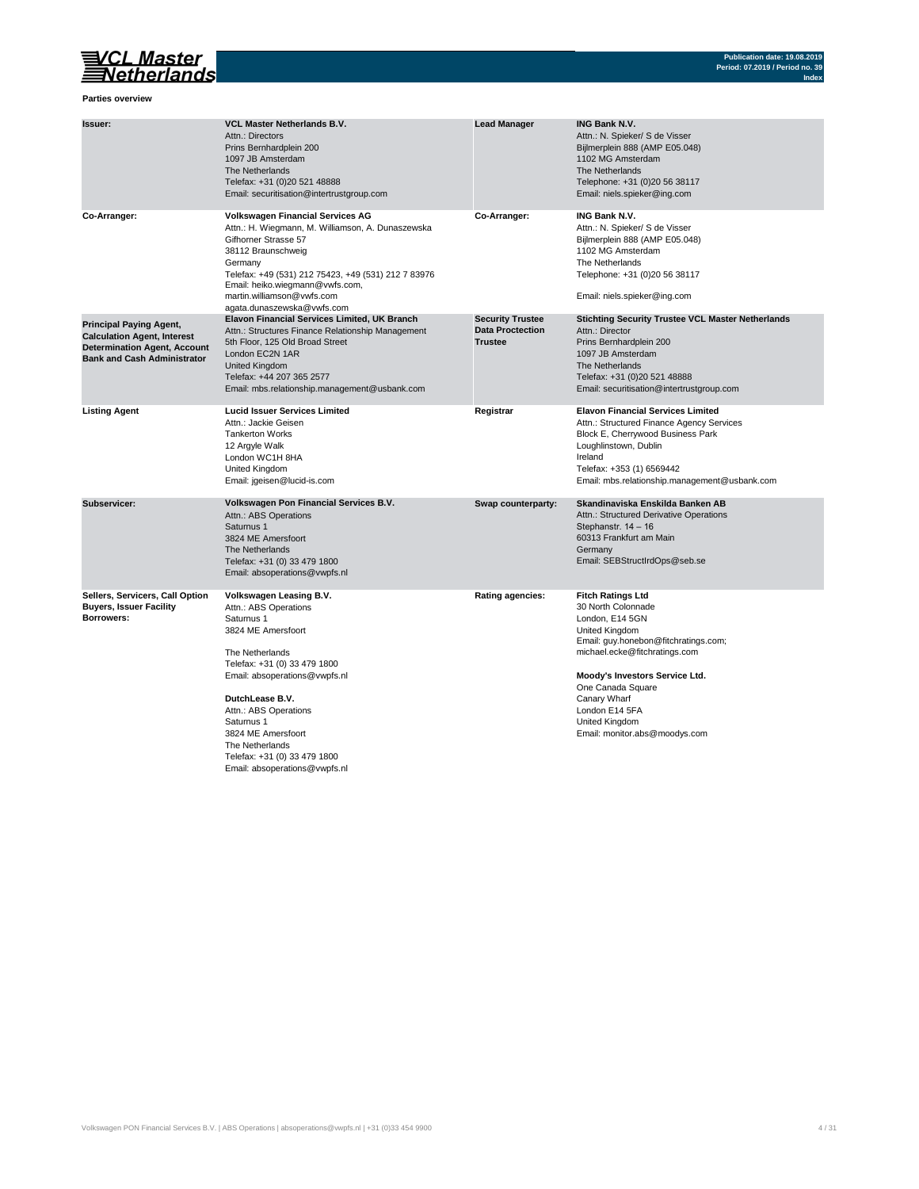**Parties overview**

| | | | |
|---|---|---|---|
| **Issuer:** | **VCL Master Netherlands B.V.**<br>Attn.: Directors<br>Prins Bernhardplein 200<br>1097 JB Amsterdam<br>The Netherlands<br>Telefax: +31 (0)20 521 48888<br>Email: securitisation@intertrustgroup.com | **Lead Manager** | **ING Bank N.V.**<br>Attn.: N. Spieker/ S de Visser<br>Bijlmerplein 888 (AMP E05.048)<br>1102 MG Amsterdam<br>The Netherlands<br>Telephone: +31 (0)20 56 38117<br>Email: niels.spieker@ing.com |
| **Co-Arranger:** | **Volkswagen Financial Services AG**<br>Attn.: H. Wiegmann, M. Williamson, A. Dunaszewska<br>Gifhorner Strasse 57<br>38112 Braunschweig<br>Germany<br>Telefax: +49 (531) 212 75423, +49 (531) 212 7 83976<br>Email: heiko.wiegmann@vwfs.com,<br>martin.williamson@vwfs.com<br>agata.dunaszewska@vwfs.com | **Co-Arranger:** | **ING Bank N.V.**<br>Attn.: N. Spieker/ S de Visser<br>Bijlmerplein 888 (AMP E05.048)<br>1102 MG Amsterdam<br>The Netherlands<br>Telephone: +31 (0)20 56 38117<br><br>Email: niels.spieker@ing.com |
| **Principal Paying Agent, Calculation Agent, Interest Determination Agent, Account Bank and Cash Administrator** | **Elavon Financial Services Limited, UK Branch**<br>Attn.: Structures Finance Relationship Management<br>5th Floor, 125 Old Broad Street<br>London EC2N 1AR<br>United Kingdom<br>Telefax: +44 207 365 2577<br>Email: mbs.relationship.management@usbank.com | **Security Trustee Data Proctection Trustee** | **Stichting Security Trustee VCL Master Netherlands**<br>Attn.: Director<br>Prins Bernhardplein 200<br>1097 JB Amsterdam<br>The Netherlands<br>Telefax: +31 (0)20 521 48888<br>Email: securitisation@intertrustgroup.com |
| **Listing Agent** | **Lucid Issuer Services Limited**<br>Attn.: Jackie Geisen<br>Tankerton Works<br>12 Argyle Walk<br>London WC1H 8HA<br>United Kingdom<br>Email: jgeisen@lucid-is.com | **Registrar** | **Elavon Financial Services Limited**<br>Attn.: Structured Finance Agency Services<br>Block E, Cherrywood Business Park<br>Loughlinstown, Dublin<br>Ireland<br>Telefax: +353 (1) 6569442<br>Email: mbs.relationship.management@usbank.com |
| **Subservicer:** | **Volkswagen Pon Financial Services B.V.**<br>Attn.: ABS Operations<br>Saturnus 1<br>3824 ME Amersfoort<br>The Netherlands<br>Telefax: +31 (0) 33 479 1800<br>Email: absoperations@vwpfs.nl | **Swap counterparty:** | **Skandinaviska Enskilda Banken AB**<br>Attn.: Structured Derivative Operations<br>Stephanstr. 14 – 16<br>60313 Frankfurt am Main<br>Germany<br>Email: SEBStructIrdOps@seb.se |
| **Sellers, Servicers, Call Option Buyers, Issuer Facility Borrowers:** | **Volkswagen Leasing B.V.**<br>Attn.: ABS Operations<br>Saturnus 1<br>3824 ME Amersfoort<br><br>The Netherlands<br>Telefax: +31 (0) 33 479 1800<br>Email: absoperations@vwpfs.nl<br><br>**DutchLease B.V.**<br>Attn.: ABS Operations<br>Saturnus 1<br>3824 ME Amersfoort<br>The Netherlands<br>Telefax: +31 (0) 33 479 1800<br>Email: absoperations@vwpfs.nl | **Rating agencies:** | **Fitch Ratings Ltd**<br>30 North Colonnade<br>London, E14 5GN<br>United Kingdom<br>Email: guy.honebon@fitchratings.com;<br>michael.ecke@fitchratings.com<br><br>**Moody's Investors Service Ltd.**<br>One Canada Square<br>Canary Wharf<br>London E14 5FA<br>United Kingdom<br>Email: monitor.abs@moodys.com |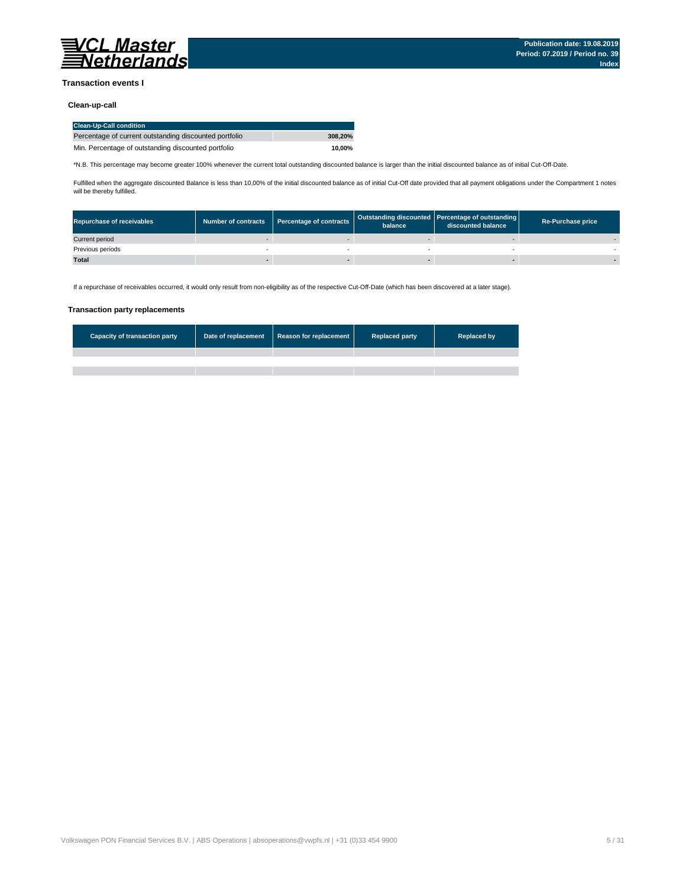## Transaction events I

### Clean-up-call

| Clean-Up-Call condition | |
|---|---|
| Percentage of current outstanding discounted portfolio | **308,20%** |
| Min. Percentage of outstanding discounted portfolio | **10,00%** |

*N.B. This percentage may become greater 100% whenever the current total outstanding discounted balance is larger than the initial discounted balance as of initial Cut-Off-Date.

Fulfilled when the aggregate discounted Balance is less than 10,00% of the initial discounted balance as of initial Cut-Off date provided that all payment obligations under the Compartment 1 notes will be thereby fulfilled.

| Repurchase of receivables | Number of contracts | Percentage of contracts | Outstanding discounted balance | Percentage of outstanding discounted balance | Re-Purchase price |
|---|---|---|---|---|---|
| Current period | - | - | - | - | - |
| Previous periods | - | - | - | - | - |
| **Total** | **-** | **-** | **-** | **-** | **-** |

If a repurchase of receivables occurred, it would only result from non-eligibility as of the respective Cut-Off-Date (which has been discovered at a later stage).

### Transaction party replacements

| Capacity of transaction party | Date of replacement | Reason for replacement | Replaced party | Replaced by |
|---|---|---|---|---|
| | | | | |
| | | | | |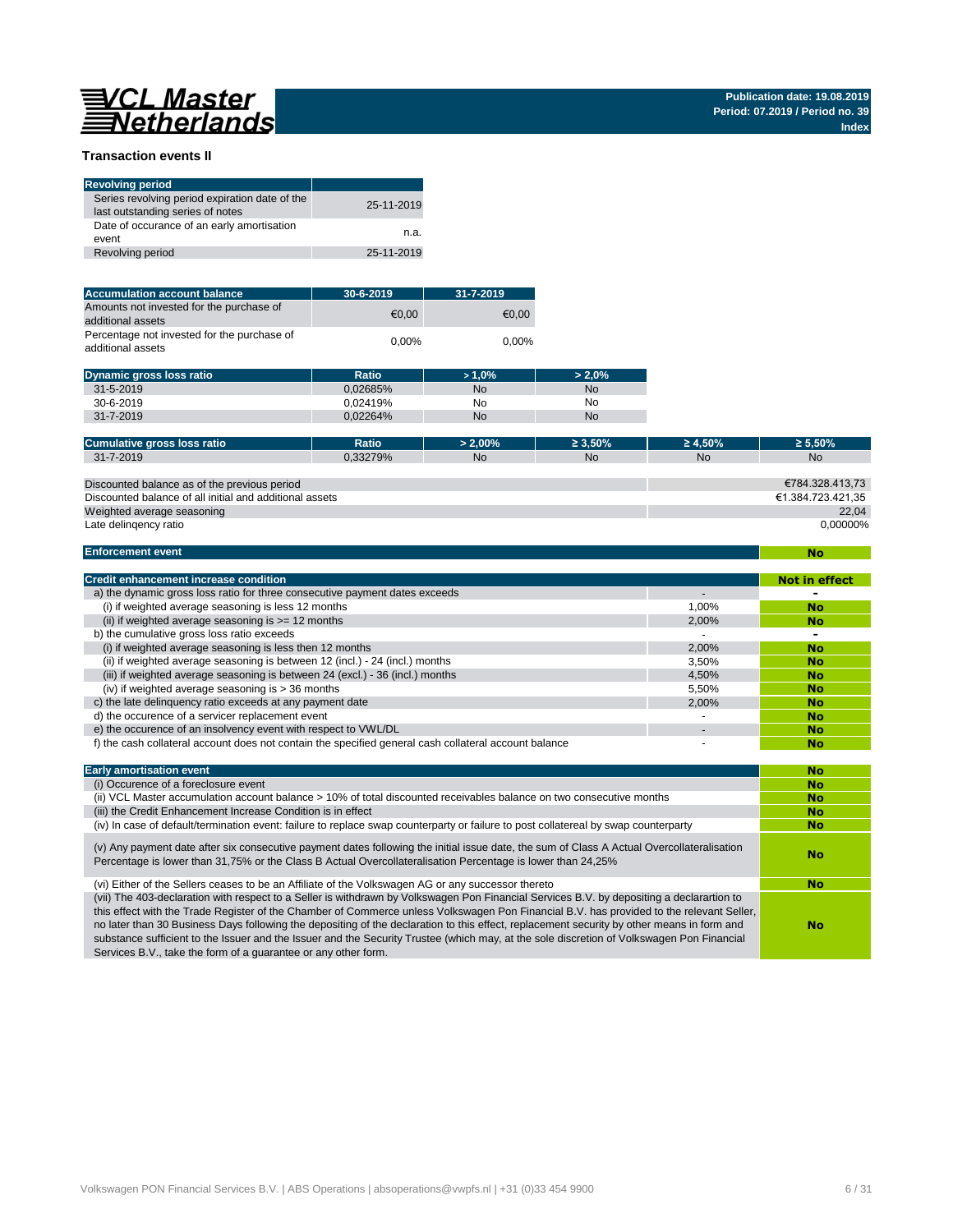## Transaction events II

| Revolving period | |
|---|---|
| Series revolving period expiration date of the last outstanding series of notes | 25-11-2019 |
| Date of occurance of an early amortisation event | n.a. |
| Revolving period | 25-11-2019 |

| Accumulation account balance | 30-6-2019 | 31-7-2019 |
|---|---|---|
| Amounts not invested for the purchase of additional assets | €0,00 | €0,00 |
| Percentage not invested for the purchase of additional assets | 0,00% | 0,00% |

| Dynamic gross loss ratio | Ratio | > 1,0% | > 2,0% |
|---|---|---|---|
| 31-5-2019 | 0,02685% | No | No |
| 30-6-2019 | 0,02419% | No | No |
| 31-7-2019 | 0,02264% | No | No |

| Cumulative gross loss ratio | Ratio | > 2,00% | ≥ 3,50% | ≥ 4,50% | ≥ 5,50% |
|---|---|---|---|---|---|
| 31-7-2019 | 0,33279% | No | No | No | No |

| | |
|---|---|
| Discounted balance as of the previous period | €784.328.413,73 |
| Discounted balance of all initial and additional assets | €1.384.723.421,35 |
| Weighted average seasoning | 22,04 |
| Late delinqency ratio | 0,00000% |

| Enforcement event | No |
|---|---|

| Credit enhancement increase condition | | Not in effect |
|---|---|---|
| a) the dynamic gross loss ratio for three consecutive payment dates exceeds | - | - |
| (i) if weighted average seasoning is less 12 months | 1,00% | No |
| (ii) if weighted average seasoning is >= 12 months | 2,00% | No |
| b) the cumulative gross loss ratio exceeds | - | - |
| (i) if weighted average seasoning is less then 12 months | 2,00% | No |
| (ii) if weighted average seasoning is between 12 (incl.) - 24 (incl.) months | 3,50% | No |
| (iii) if weighted average seasoning is between 24 (excl.) - 36 (incl.) months | 4,50% | No |
| (iv) if weighted average seasoning is > 36 months | 5,50% | No |
| c) the late delinquency ratio exceeds at any payment date | 2,00% | No |
| d) the occurence of a servicer replacement event | - | No |
| e) the occurence of an insolvency event with respect to VWL/DL | - | No |
| f) the cash collateral account does not contain the specified general cash collateral account balance | - | No |

| Early amortisation event | No |
|---|---|
| (i) Occurence of a foreclosure event | No |
| (ii) VCL Master accumulation account balance > 10% of total discounted receivables balance on two consecutive months | No |
| (iii) the Credit Enhancement Increase Condition is in effect | No |
| (iv) In case of default/termination event: failure to replace swap counterparty or failure to post collatereal by swap counterparty | No |
| (v) Any payment date after six consecutive payment dates following the initial issue date, the sum of Class A Actual Overcollateralisation Percentage is lower than 31,75% or the Class B Actual Overcollateralisation Percentage is lower than 24,25% | No |
| (vi) Either of the Sellers ceases to be an Affiliate of the Volkswagen AG or any successor thereto | No |
| (vii) The 403-declaration with respect to a Seller is withdrawn by Volkswagen Pon Financial Services B.V. by depositing a declarartion to this effect with the Trade Register of the Chamber of Commerce unless Volkswagen Pon Financial B.V. has provided to the relevant Seller, no later than 30 Business Days following the depositing of the declaration to this effect, replacement security by other means in form and substance sufficient to the Issuer and the Issuer and the Security Trustee (which may, at the sole discretion of Volkswagen Pon Financial Services B.V., take the form of a guarantee or any other form. | No |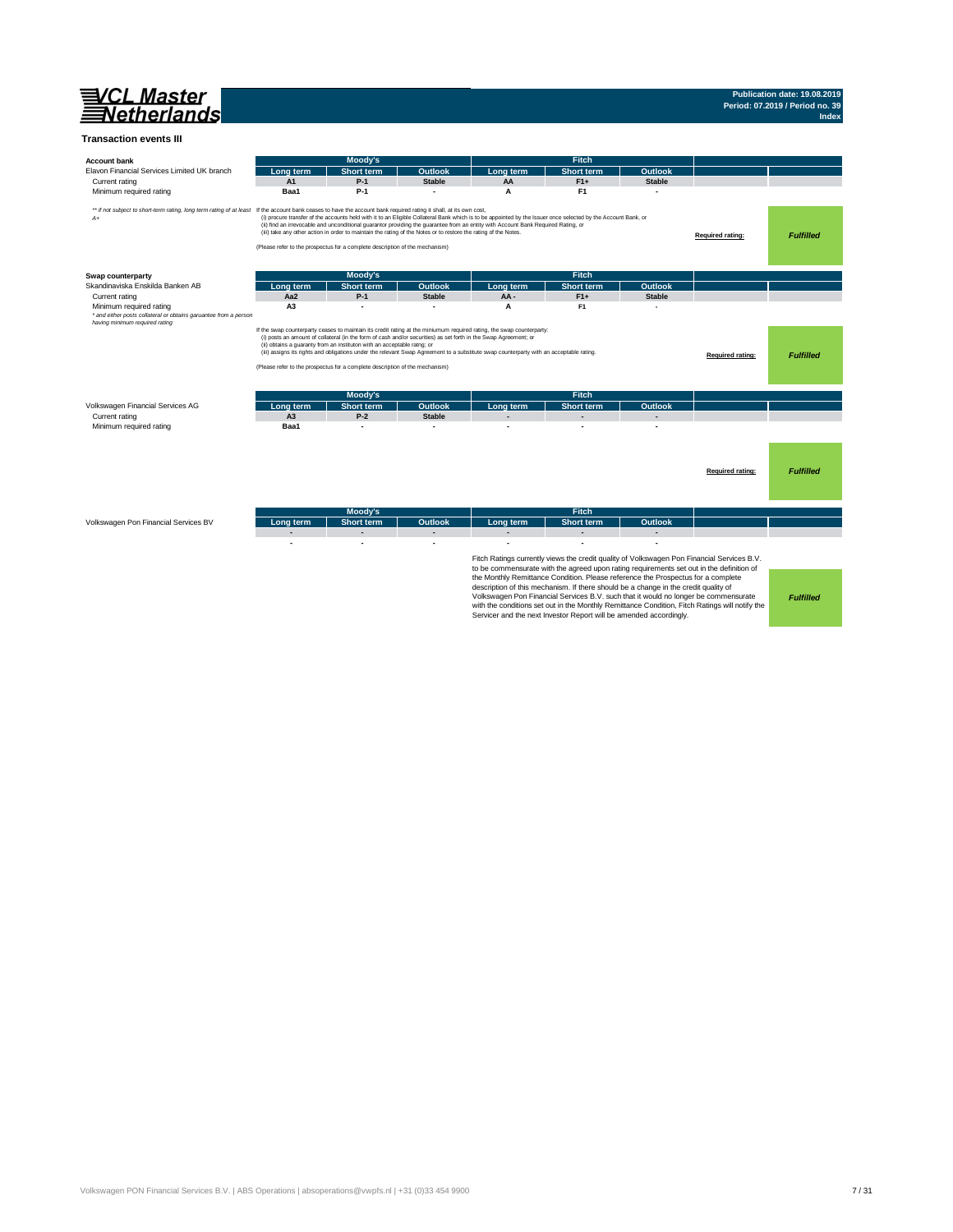VCL Master Netherlands

Publication date: 19.08.2019
Period: 07.2019 / Period no. 39
Index

## Transaction events III

| Account bank | Moody's | | | Fitch | | | | |
|---|---|---|---|---|---|---|---|---|
| Elavon Financial Services Limited UK branch | Long term | Short term | Outlook | Long term | Short term | Outlook | | |
| Current rating | A1 | P-1 | Stable | AA | F1+ | Stable | | |
| Minimum required rating | Baa1 | P-1 | - | A | F1 | - | | |

*\*\* if not subject to short-term rating, long term rating of at least A+*

If the account bank ceases to have the account bank required rating it shall, at its own cost,
(i) procure transfer of the accounts held with it to an Eligible Collateral Bank which is to be appointed by the Issuer once selected by the Account Bank, or
(ii) find an irrevocable and unconditional guarantor providing the guarantee from an entity with Account Bank Required Rating, or
(iii) take any other action in order to maintain the rating of the Notes or to restore the rating of the Notes.

(Please refer to the prospectus for a complete description of the mechanism)

**Required rating:** *Fulfilled*

| Swap counterparty | Moody's | | | Fitch | | | | |
|---|---|---|---|---|---|---|---|---|
| Skandinaviska Enskilda Banken AB | Long term | Short term | Outlook | Long term | Short term | Outlook | | |
| Current rating | Aa2 | P-1 | Stable | AA - | F1+ | Stable | | |
| Minimum required rating | A3 | - | - | A | F1 | - | | |

*\* and either posts collateral or obtains garuantee from a person having minimum required rating*

If the swap counterparty ceases to maintain its credit rating at the miniumum required rating, the swap counterparty:
(i) posts an amount of collateral (in the form of cash and/or securities) as set forth in the Swap Agreement; or
(ii) obtains a guaranty from an instituton with an acceptable rating; or
(iii) assigns its rights and obligations under the relevant Swap Agreement to a substitute swap counterparty with an acceptable rating.

(Please refer to the prospectus for a complete description of the mechanism)

**Required rating:** *Fulfilled*

| | Moody's | | | Fitch | | | | |
|---|---|---|---|---|---|---|---|---|
| Volkswagen Financial Services AG | Long term | Short term | Outlook | Long term | Short term | Outlook | | |
| Current rating | A3 | P-2 | Stable | - | - | - | | |
| Minimum required rating | Baa1 | - | - | - | - | - | | |

**Required rating:** *Fulfilled*

| | Moody's | | | Fitch | | | | |
|---|---|---|---|---|---|---|---|---|
| Volkswagen Pon Financial Services BV | Long term | Short term | Outlook | Long term | Short term | Outlook | | |
| | - | - | - | - | - | - | | |
| | - | - | - | - | - | - | | |

Fitch Ratings currently views the credit quality of Volkswagen Pon Financial Services B.V. to be commensurate with the agreed upon rating requirements set out in the definition of the Monthly Remittance Condition. Please reference the Prospectus for a complete description of this mechanism. If there should be a change in the credit quality of Volkswagen Pon Financial Services B.V. such that it would no longer be commensurate with the conditions set out in the Monthly Remittance Condition, Fitch Ratings will notify the Servicer and the next Investor Report will be amended accordingly.

*Fulfilled*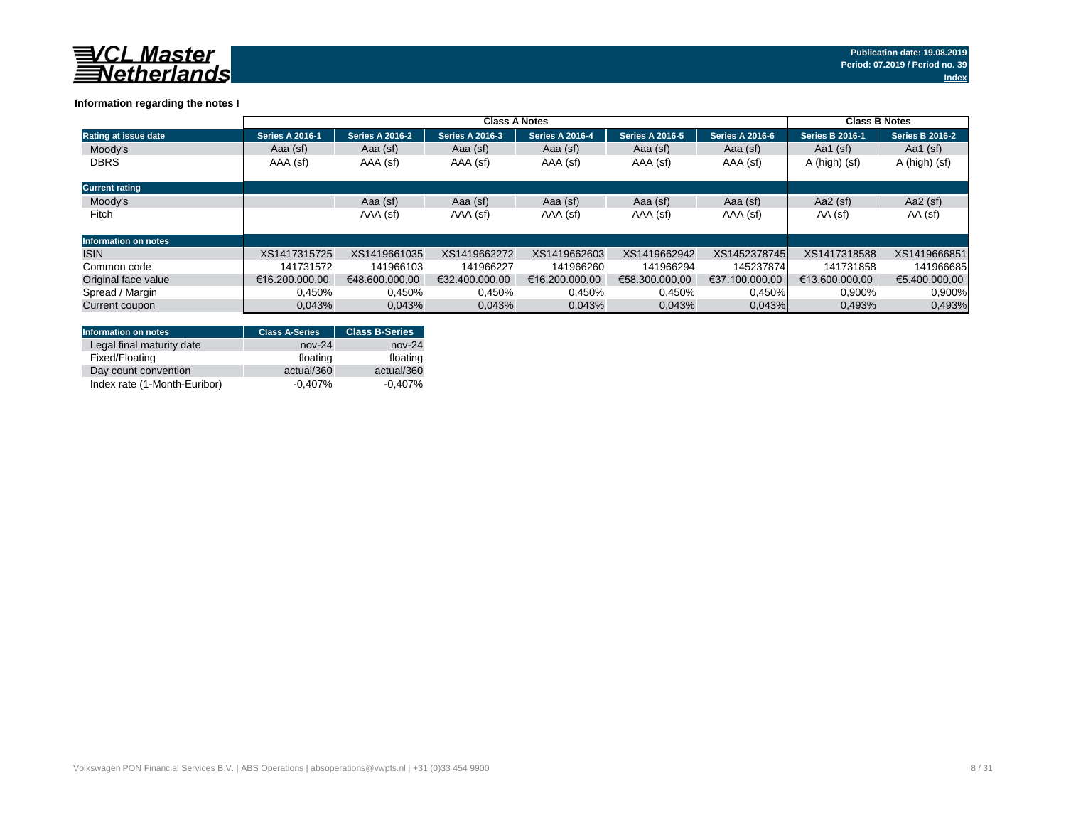**Publication date: 19.08.2019**
**Period: 07.2019 / Period no. 39**
Index

### Information regarding the notes I

| | Class A Notes | | | | | | Class B Notes | |
|---|---|---|---|---|---|---|---|---|
| **Rating at issue date** | **Series A 2016-1** | **Series A 2016-2** | **Series A 2016-3** | **Series A 2016-4** | **Series A 2016-5** | **Series A 2016-6** | **Series B 2016-1** | **Series B 2016-2** |
| Moody's | Aaa (sf) | Aaa (sf) | Aaa (sf) | Aaa (sf) | Aaa (sf) | Aaa (sf) | Aa1 (sf) | Aa1 (sf) |
| DBRS | AAA (sf) | AAA (sf) | AAA (sf) | AAA (sf) | AAA (sf) | AAA (sf) | A (high) (sf) | A (high) (sf) |
| **Current rating** | | | | | | | | |
| Moody's | | Aaa (sf) | Aaa (sf) | Aaa (sf) | Aaa (sf) | Aaa (sf) | Aa2 (sf) | Aa2 (sf) |
| Fitch | | AAA (sf) | AAA (sf) | AAA (sf) | AAA (sf) | AAA (sf) | AA (sf) | AA (sf) |
| **Information on notes** | | | | | | | | |
| ISIN | XS1417315725 | XS1419661035 | XS1419662272 | XS1419662603 | XS1419662942 | XS1452378745 | XS1417318588 | XS1419666851 |
| Common code | 141731572 | 141966103 | 141966227 | 141966260 | 141966294 | 145237874 | 141731858 | 141966685 |
| Original face value | €16.200.000,00 | €48.600.000,00 | €32.400.000,00 | €16.200.000,00 | €58.300.000,00 | €37.100.000,00 | €13.600.000,00 | €5.400.000,00 |
| Spread / Margin | 0,450% | 0,450% | 0,450% | 0,450% | 0,450% | 0,450% | 0,900% | 0,900% |
| Current coupon | 0,043% | 0,043% | 0,043% | 0,043% | 0,043% | 0,043% | 0,493% | 0,493% |

| **Information on notes** | **Class A-Series** | **Class B-Series** |
|---|---|---|
| Legal final maturity date | nov-24 | nov-24 |
| Fixed/Floating | floating | floating |
| Day count convention | actual/360 | actual/360 |
| Index rate (1-Month-Euribor) | -0,407% | -0,407% |

Volkswagen PON Financial Services B.V. | ABS Operations | absoperations@vwpfs.nl | +31 (0)33 454 9900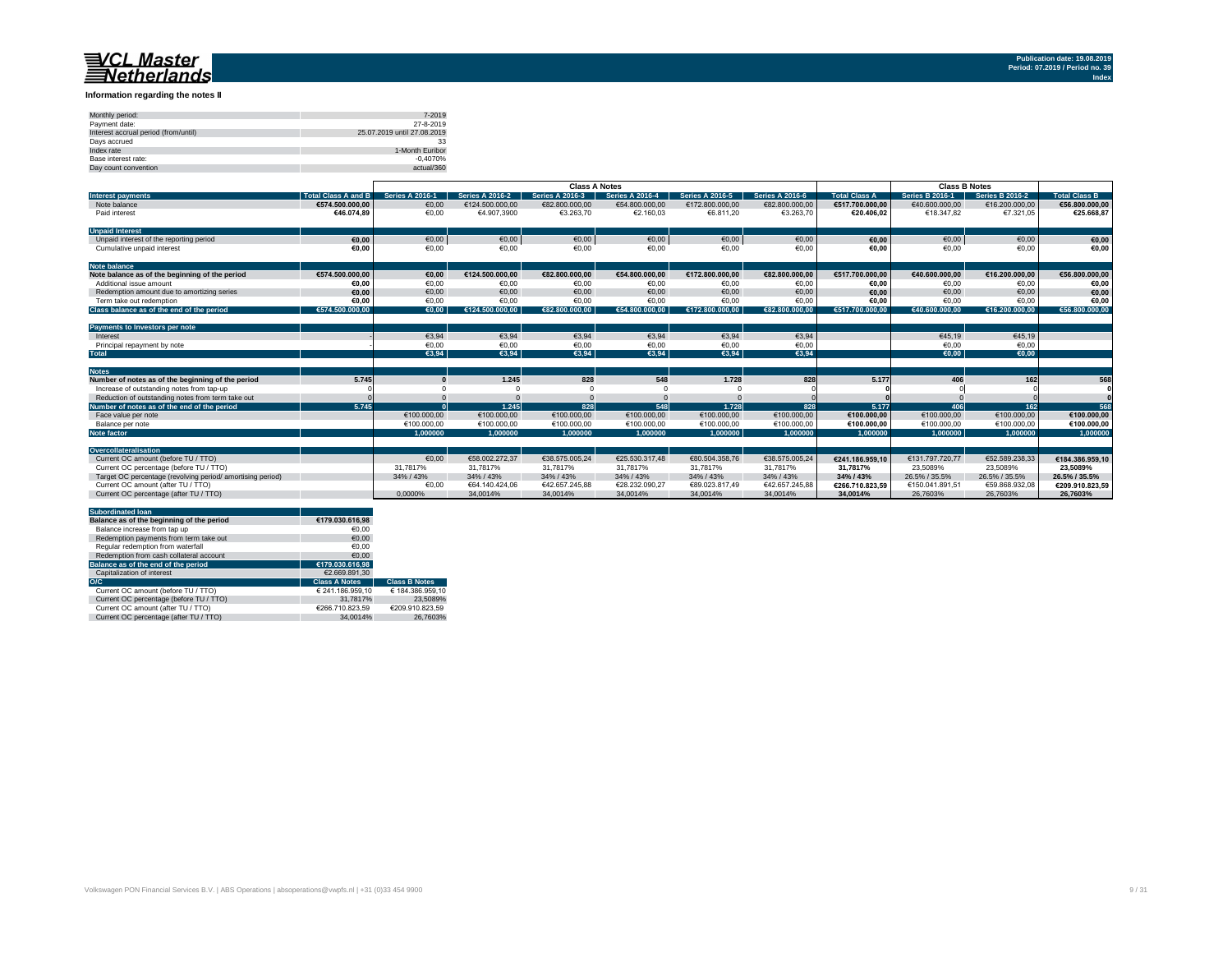# VCL Master Netherlands

**Publication date: 19.08.2019**
**Period: 07.2019 / Period no. 39**
**Index**

## Information regarding the notes II

| | |
|---|---|
| Monthly period: | 7-2019 |
| Payment date: | 27-8-2019 |
| Interest accrual period (from/until) | 25.07.2019 until 27.08.2019 |
| Days accrued | 33 |
| Index rate | 1-Month Euribor |
| Base interest rate: | -0,4070% |
| Day count convention | actual/360 |

| | | Class A Notes | | | | | | | Class B Notes | | |
|---|---|---|---|---|---|---|---|---|---|---|---|
| **Interest payments** | **Total Class A and B** | **Series A 2016-1** | **Series A 2016-2** | **Series A 2016-3** | **Series A 2016-4** | **Series A 2016-5** | **Series A 2016-6** | **Total Class A** | **Series B 2016-1** | **Series B 2016-2** | **Total Class B** |
| Note balance | €574.500.000,00 | €0,00 | €124.500.000,00 | €82.800.000,00 | €54.800.000,00 | €172.800.000,00 | €82.800.000,00 | €517.700.000,00 | €40.600.000,00 | €16.200.000,00 | €56.800.000,00 |
| Paid interest | €46.074,89 | €0,00 | €4.907,3900 | €3.263,70 | €2.160,03 | €6.811,20 | €3.263,70 | €20.406,02 | €18.347,82 | €7.321,05 | €25.668,87 |
| **Unpaid Interest** | | | | | | | | | | | |
| Unpaid interest of the reporting period | €0,00 | €0,00 | €0,00 | €0,00 | €0,00 | €0,00 | €0,00 | €0,00 | €0,00 | €0,00 | €0,00 |
| Cumulative unpaid interest | €0,00 | €0,00 | €0,00 | €0,00 | €0,00 | €0,00 | €0,00 | €0,00 | €0,00 | €0,00 | €0,00 |
| **Note balance** | | | | | | | | | | | |
| **Note balance as of the beginning of the period** | €574.500.000,00 | €0,00 | €124.500.000,00 | €82.800.000,00 | €54.800.000,00 | €172.800.000,00 | €82.800.000,00 | €517.700.000,00 | €40.600.000,00 | €16.200.000,00 | €56.800.000,00 |
| Additional issue amount | €0,00 | €0,00 | €0,00 | €0,00 | €0,00 | €0,00 | €0,00 | €0,00 | €0,00 | €0,00 | €0,00 |
| Redemption amount due to amortizing series | €0,00 | €0,00 | €0,00 | €0,00 | €0,00 | €0,00 | €0,00 | €0,00 | €0,00 | €0,00 | €0,00 |
| Term take out redemption | €0,00 | €0,00 | €0,00 | €0,00 | €0,00 | €0,00 | €0,00 | €0,00 | €0,00 | €0,00 | €0,00 |
| **Class balance as of the end of the period** | €574.500.000,00 | €0,00 | €124.500.000,00 | €82.800.000,00 | €54.800.000,00 | €172.800.000,00 | €82.800.000,00 | €517.700.000,00 | €40.600.000,00 | €16.200.000,00 | €56.800.000,00 |
| **Payments to Investors per note** | | | | | | | | | | | |
| Interest | - | €3,94 | €3,94 | €3,94 | €3,94 | €3,94 | €3,94 | | €45,19 | €45,19 | |
| Principal repayment by note | - | €0,00 | €0,00 | €0,00 | €0,00 | €0,00 | €0,00 | | €0,00 | €0,00 | |
| **Total** | | €3,94 | €3,94 | €3,94 | €3,94 | €3,94 | €3,94 | | €0,00 | €0,00 | |
| **Notes** | | | | | | | | | | | |
| **Number of notes as of the beginning of the period** | 5.745 | 0 | 1.245 | 828 | 548 | 1.728 | 828 | 5.177 | 406 | 162 | 568 |
| Increase of outstanding notes from tap-up | 0 | 0 | 0 | 0 | 0 | 0 | 0 | 0 | 0 | 0 | 0 |
| Reduction of outstanding notes from term take out | 0 | 0 | 0 | 0 | 0 | 0 | 0 | 0 | 0 | 0 | 0 |
| **Number of notes as of the end of the period** | 5.745 | 0 | 1.245 | 828 | 548 | 1.728 | 828 | 5.177 | 406 | 162 | 568 |
| Face value per note | | €100.000,00 | €100.000,00 | €100.000,00 | €100.000,00 | €100.000,00 | €100.000,00 | €100.000,00 | €100.000,00 | €100.000,00 | €100.000,00 |
| Balance per note | | €100.000,00 | €100.000,00 | €100.000,00 | €100.000,00 | €100.000,00 | €100.000,00 | €100.000,00 | €100.000,00 | €100.000,00 | €100.000,00 |
| **Note factor** | | 1,000000 | 1,000000 | 1,000000 | 1,000000 | 1,000000 | 1,000000 | 1,000000 | 1,000000 | 1,000000 | 1,000000 |
| **Overcollateralisation** | | | | | | | | | | | |
| Current OC amount (before TU / TTO) | | €0,00 | €58.002.272,37 | €38.575.005,24 | €25.530.317,48 | €80.504.358,76 | €38.575.005,24 | €241.186.959,10 | €131.797.720,77 | €52.589.238,33 | €184.386.959,10 |
| Current OC percentage (before TU / TTO) | | 31,7817% | 31,7817% | 31,7817% | 31,7817% | 31,7817% | 31,7817% | 31,7817% | 23,5089% | 23,5089% | 23,5089% |
| Target OC percentage (revolving period/ amortising period) | | 34% / 43% | 34% / 43% | 34% / 43% | 34% / 43% | 34% / 43% | 34% / 43% | 34% / 43% | 26.5% / 35.5% | 26.5% / 35.5% | 26.5% / 35.5% |
| Current OC amount (after TU / TTO) | | €0,00 | €64.140.424,06 | €42.657.245,88 | €28.232.090,27 | €89.023.817,49 | €42.657.245,88 | €266.710.823,59 | €150.041.891,51 | €59.868.932,08 | €209.910.823,59 |
| Current OC percentage (after TU / TTO) | | 0,0000% | 34,0014% | 34,0014% | 34,0014% | 34,0014% | 34,0014% | 34,0014% | 26,7603% | 26,7603% | 26,7603% |

| **Subordinated loan** | | |
|---|---|---|
| **Balance as of the beginning of the period** | €179.030.616,98 | |
| Balance increase from tap up | €0,00 | |
| Redemption payments from term take out | €0,00 | |
| Regular redemption from waterfall | €0,00 | |
| Redemption from cash collateral account | €0,00 | |
| **Balance as of the end of the period** | €179.030.616,98 | |
| Capitalization of interest | €2.669.891,30 | |
| **O/C** | **Class A Notes** | **Class B Notes** |
| Current OC amount (before TU / TTO) | € 241.186.959,10 | € 184.386.959,10 |
| Current OC percentage (before TU / TTO) | 31,7817% | 23,5089% |
| Current OC amount (after TU / TTO) | €266.710.823,59 | €209.910.823,59 |
| Current OC percentage (after TU / TTO) | 34,0014% | 26,7603% |

Volkswagen PON Financial Services B.V. | ABS Operations | absoperations@vwpfs.nl | +31 (0)33 454 9900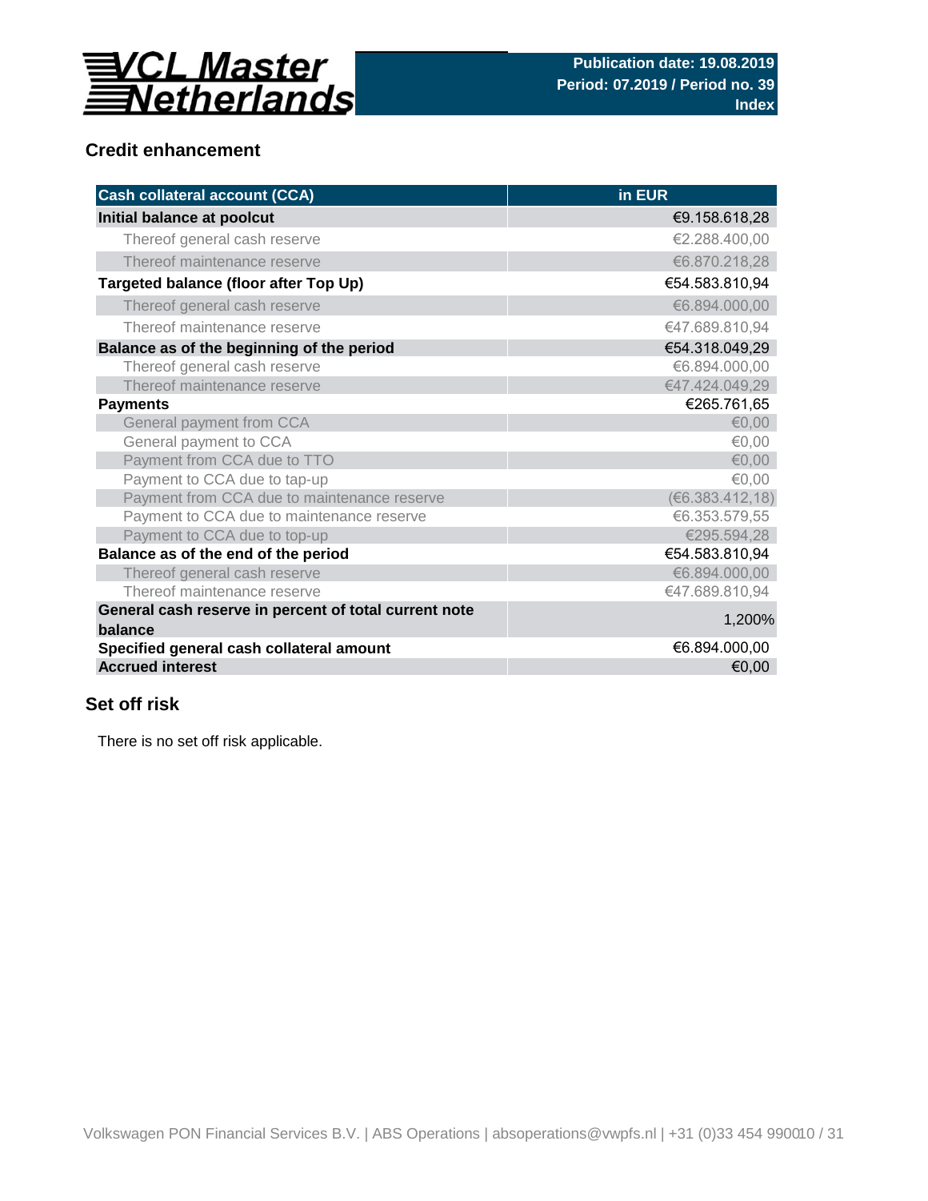## Credit enhancement

| Cash collateral account (CCA) | in EUR |
|---|---|
| **Initial balance at poolcut** | €9.158.618,28 |
| Thereof general cash reserve | €2.288.400,00 |
| Thereof maintenance reserve | €6.870.218,28 |
| **Targeted balance (floor after Top Up)** | €54.583.810,94 |
| Thereof general cash reserve | €6.894.000,00 |
| Thereof maintenance reserve | €47.689.810,94 |
| **Balance as of the beginning of the period** | €54.318.049,29 |
| Thereof general cash reserve | €6.894.000,00 |
| Thereof maintenance reserve | €47.424.049,29 |
| **Payments** | €265.761,65 |
| General payment from CCA | €0,00 |
| General payment to CCA | €0,00 |
| Payment from CCA due to TTO | €0,00 |
| Payment to CCA due to tap-up | €0,00 |
| Payment from CCA due to maintenance reserve | (€6.383.412,18) |
| Payment to CCA due to maintenance reserve | €6.353.579,55 |
| Payment to CCA due to top-up | €295.594,28 |
| **Balance as of the end of the period** | €54.583.810,94 |
| Thereof general cash reserve | €6.894.000,00 |
| Thereof maintenance reserve | €47.689.810,94 |
| **General cash reserve in percent of total current note balance** | 1,200% |
| **Specified general cash collateral amount** | €6.894.000,00 |
| **Accrued interest** | €0,00 |

## Set off risk

There is no set off risk applicable.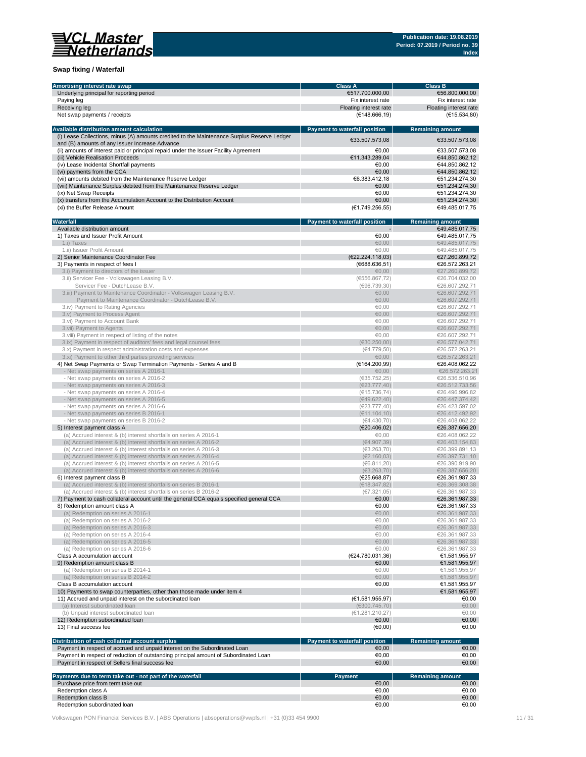## Swap fixing / Waterfall

| Amortising interest rate swap | Class A | Class B |
|---|---|---|
| Underlying principal for reporting period | €517.700.000,00 | €56.800.000,00 |
| Paying leg | Fix interest rate | Fix interest rate |
| Receiving leg | Floating interest rate | Floating interest rate |
| Net swap payments / receipts | (€148.666,19) | (€15.534,80) |

| Available distribution amount calculation | Payment to waterfall position | Remaining amount |
|---|---|---|
| (i) Lease Collections, minus (A) amounts credited to the Maintenance Surplus Reserve Ledger and (B) amounts of any Issuer Increase Advance | €33.507.573,08 | €33.507.573,08 |
| (ii) amounts of interest paid or principal repaid under the Issuer Facility Agreement | €0,00 | €33.507.573,08 |
| (iii) Vehicle Realisation Proceeds | €11.343.289,04 | €44.850.862,12 |
| (iv) Lease Incidental Shortfall payments | €0,00 | €44.850.862,12 |
| (vi) payments from the CCA | €0,00 | €44.850.862,12 |
| (vii) amounts debited from the Maintenance Reserve Ledger | €6.383.412,18 | €51.234.274,30 |
| (viii) Maintenance Surplus debited from the Maintenance Reserve Ledger | €0,00 | €51.234.274,30 |
| (ix) Net Swap Receipts | €0,00 | €51.234.274,30 |
| (x) transfers from the Accumulation Account to the Distribution Account | €0,00 | €51.234.274,30 |
| (xi) the Buffer Release Amount | (€1.749.256,55) | €49.485.017,75 |

| Waterfall | Payment to waterfall position | Remaining amount |
|---|---|---|
| Available distribution amount | - | €49.485.017,75 |
| 1) Taxes and Issuer Profit Amount | €0,00 | €49.485.017,75 |
| 1.i) Taxes | €0,00 | €49.485.017,75 |
| 1.ii) Issuer Profit Amount | €0,00 | €49.485.017,75 |
| 2) Senior Maintenance Coordinator Fee | (€22.224.118,03) | €27.260.899,72 |
| 3) Payments in respect of fees I | (€688.636,51) | €26.572.263,21 |
| 3.i) Payment to directors of the issuer | €0,00 | €27.260.899,72 |
| 3.ii) Servicer Fee - Volkswagen Leasing B.V. | (€556.867,72) | €26.704.032,00 |
| Servicer Fee - DutchLease B.V. | (€96.739,30) | €26.607.292,71 |
| 3.iii) Payment to Maintenance Coordinator - Volkswagen Leasing B.V. | €0,00 | €26.607.292,71 |
| Payment to Maintenance Coordinator - DutchLease B.V. | €0,00 | €26.607.292,71 |
| 3.iv) Payment to Rating Agencies | €0,00 | €26.607.292,71 |
| 3.v) Payment to Process Agent | €0,00 | €26.607.292,71 |
| 3.vi) Payment to Account Bank | €0,00 | €26.607.292,71 |
| 3.vii) Payment to Agents | €0,00 | €26.607.292,71 |
| 3.viii) Payment in respect of listing of the notes | €0,00 | €26.607.292,71 |
| 3.ix) Payment in respect of auditors' fees and legal counsel fees | (€30.250,00) | €26.577.042,71 |
| 3.x) Payment in respect administration costs and expenses | (€4.779,50) | €26.572.263,21 |
| 3.xi) Payment to other third parties providing services | €0,00 | €26.572.263,21 |
| 4) Net Swap Payments or Swap Termination Payments - Series A and B | (€164.200,99) | €26.408.062,22 |
| - Net swap payments on series A 2016-1 | €0,00 | €26.572.263,21 |
| - Net swap payments on series A 2016-2 | (€35.752,25) | €26.536.510,96 |
| - Net swap payments on series A 2016-3 | (€23.777,40) | €26.512.733,56 |
| - Net swap payments on series A 2016-4 | (€15.736,74) | €26.496.996,82 |
| - Net swap payments on series A 2016-5 | (€49.622,40) | €26.447.374,42 |
| - Net swap payments on series A 2016-6 | (€23.777,40) | €26.423.597,02 |
| - Net swap payments on series B 2016-1 | (€11.104,10) | €26.412.492,92 |
| - Net swap payments on series B 2016-2 | (€4.430,70) | €26.408.062,22 |
| 5) Interest payment class A | (€20.406,02) | €26.387.656,20 |
| (a) Accrued interest & (b) interest shortfalls on series A 2016-1 | €0,00 | €26.408.062,22 |
| (a) Accrued interest & (b) interest shortfalls on series A 2016-2 | (€4.907,39) | €26.403.154,83 |
| (a) Accrued interest & (b) interest shortfalls on series A 2016-3 | (€3.263,70) | €26.399.891,13 |
| (a) Accrued interest & (b) interest shortfalls on series A 2016-4 | (€2.160,03) | €26.397.731,10 |
| (a) Accrued interest & (b) interest shortfalls on series A 2016-5 | (€6.811,20) | €26.390.919,90 |
| (a) Accrued interest & (b) interest shortfalls on series A 2016-6 | (€3.263,70) | €26.387.656,20 |
| 6) Interest payment class B | (€25.668,87) | €26.361.987,33 |
| (a) Accrued interest & (b) interest shortfalls on series B 2016-1 | (€18.347,82) | €26.369.308,38 |
| (a) Accrued interest & (b) interest shortfalls on series B 2016-2 | (€7.321,05) | €26.361.987,33 |
| 7) Payment to cash collateral account until the general CCA equals specified general CCA | €0,00 | €26.361.987,33 |
| 8) Redemption amount class A | €0,00 | €26.361.987,33 |
| (a) Redemption on series A 2016-1 | €0,00 | €26.361.987,33 |
| (a) Redemption on series A 2016-2 | €0,00 | €26.361.987,33 |
| (a) Redemption on series A 2016-3 | €0,00 | €26.361.987,33 |
| (a) Redemption on series A 2016-4 | €0,00 | €26.361.987,33 |
| (a) Redemption on series A 2016-5 | €0,00 | €26.361.987,33 |
| (a) Redemption on series A 2016-6 | €0,00 | €26.361.987,33 |
| Class A accumulation account | (€24.780.031,36) | €1.581.955,97 |
| 9) Redemption amount class B | €0,00 | €1.581.955,97 |
| (a) Redemption on series B 2014-1 | €0,00 | €1.581.955,97 |
| (a) Redemption on series B 2014-2 | €0,00 | €1.581.955,97 |
| Class B accumulation account | €0,00 | €1.581.955,97 |
| 10) Payments to swap counterparties, other than those made under item 4 | | €1.581.955,97 |
| 11) Accrued and unpaid interest on the subordinated loan | (€1.581.955,97) | €0,00 |
| (a) Interest subordinated loan | (€300.745,70) | €0,00 |
| (b) Unpaid interest subordinated loan | (€1.281.210,27) | €0,00 |
| 12) Redemption subordinated loan | €0,00 | €0,00 |
| 13) Final success fee | (€0,00) | €0,00 |

| Distribution of cash collateral account surplus | Payment to waterfall position | Remaining amount |
|---|---|---|
| Payment in respect of accrued and unpaid interest on the Subordinated Loan | €0,00 | €0,00 |
| Payment in respect of reduction of outstanding principal amount of Subordinated Loan | €0,00 | €0,00 |
| Payment in respect of Sellers final success fee | €0,00 | €0,00 |

| Payments due to term take out - not part of the waterfall | Payment | Remaining amount |
|---|---|---|
| Purchase price from term take out | €0,00 | €0,00 |
| Redemption class A | €0,00 | €0,00 |
| Redemption class B | €0,00 | €0,00 |
| Redemption subordinated loan | €0,00 | €0,00 |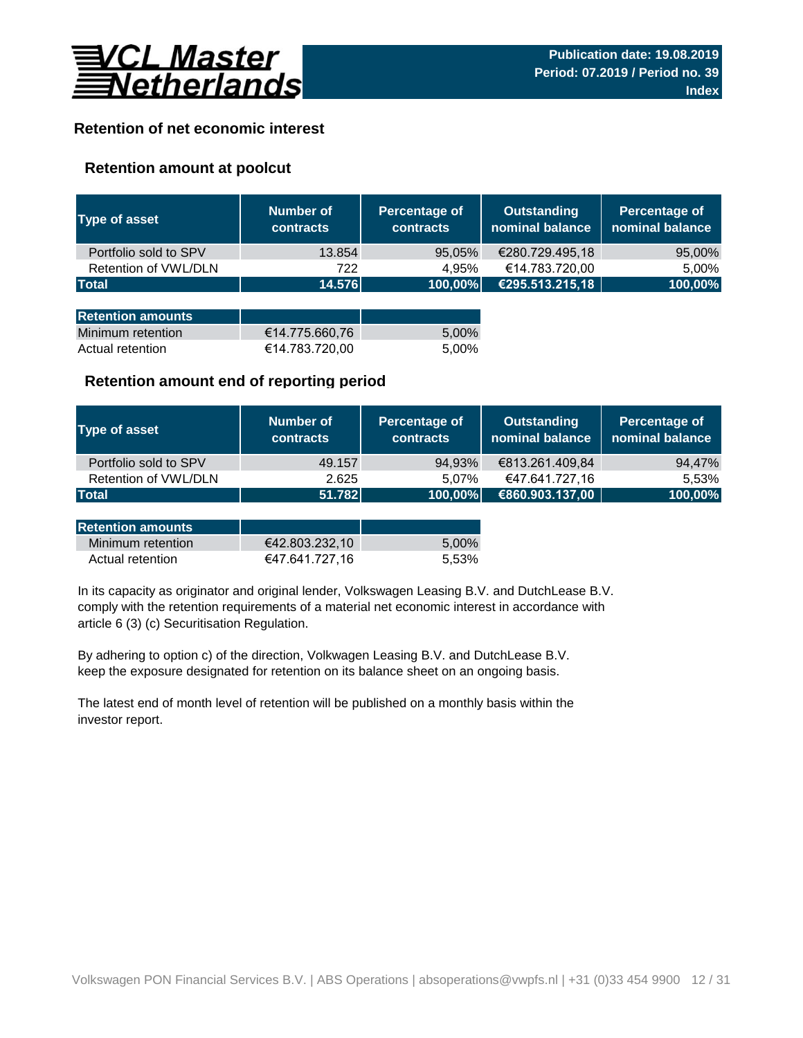# Retention of net economic interest

## Retention amount at poolcut

| Type of asset | Number of contracts | Percentage of contracts | Outstanding nominal balance | Percentage of nominal balance |
|---|---|---|---|---|
| Portfolio sold to SPV | 13.854 | 95,05% | €280.729.495,18 | 95,00% |
| Retention of VWL/DLN | 722 | 4,95% | €14.783.720,00 | 5,00% |
| **Total** | **14.576** | **100,00%** | **€295.513.215,18** | **100,00%** |

| Retention amounts | | |
|---|---|---|
| Minimum retention | €14.775.660,76 | 5,00% |
| Actual retention | €14.783.720,00 | 5,00% |

## Retention amount end of reporting period

| Type of asset | Number of contracts | Percentage of contracts | Outstanding nominal balance | Percentage of nominal balance |
|---|---|---|---|---|
| Portfolio sold to SPV | 49.157 | 94,93% | €813.261.409,84 | 94,47% |
| Retention of VWL/DLN | 2.625 | 5,07% | €47.641.727,16 | 5,53% |
| **Total** | **51.782** | **100,00%** | **€860.903.137,00** | **100,00%** |

| Retention amounts | | |
|---|---|---|
| Minimum retention | €42.803.232,10 | 5,00% |
| Actual retention | €47.641.727,16 | 5,53% |

In its capacity as originator and original lender, Volkswagen Leasing B.V. and DutchLease B.V. comply with the retention requirements of a material net economic interest in accordance with article 6 (3) (c) Securitisation Regulation.

By adhering to option c) of the direction, Volkwagen Leasing B.V. and DutchLease B.V. keep the exposure designated for retention on its balance sheet on an ongoing basis.

The latest end of month level of retention will be published on a monthly basis within the investor report.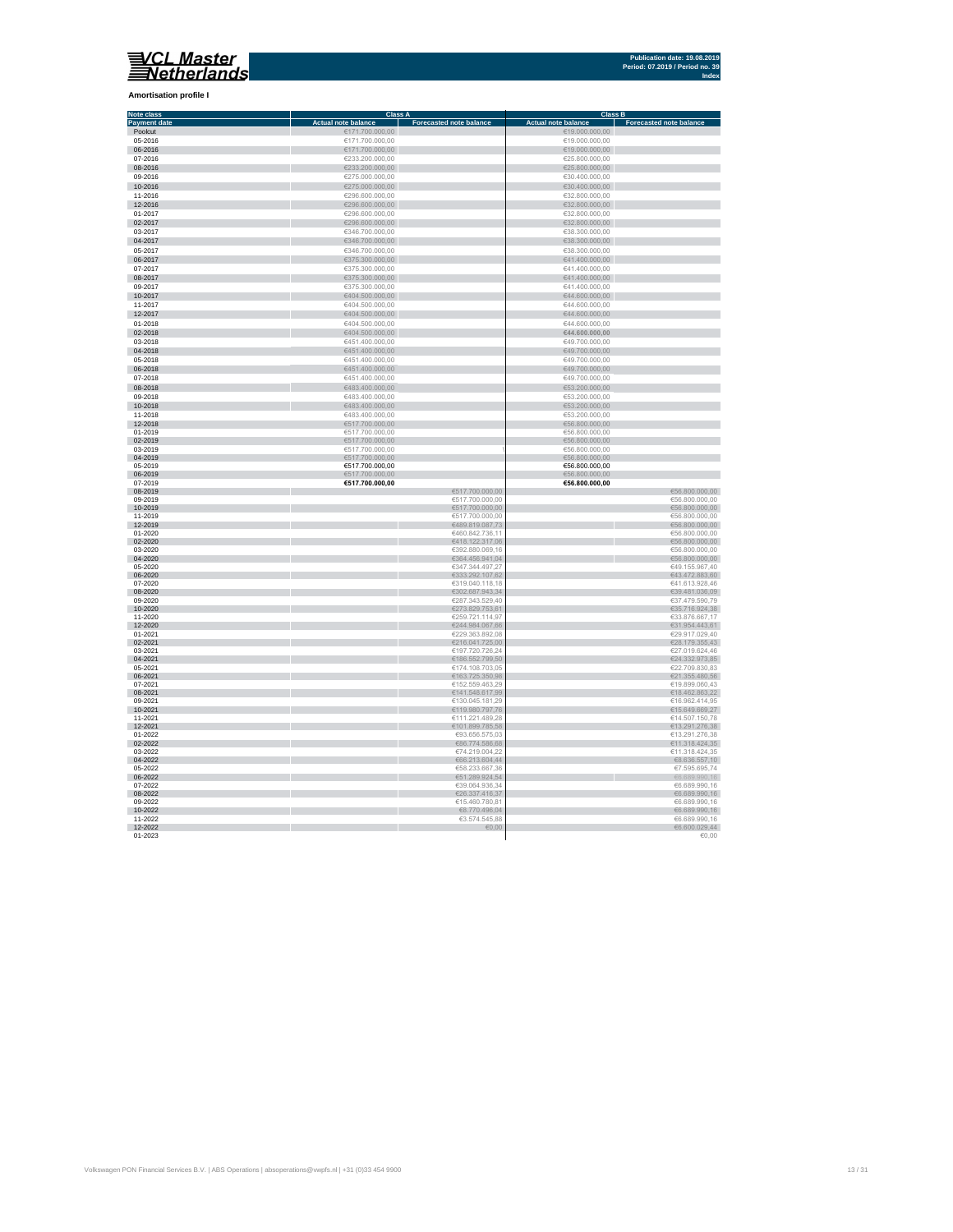**VCL Master Netherlands**

**Publication date: 19.08.2019**
**Period: 07.2019 / Period no. 39**
**Index**

**Amortisation profile I**

| Note class | Class A | | Class B | |
|---|---|---|---|---|
| Payment date | Actual note balance | Forecasted note balance | Actual note balance | Forecasted note balance |
| Poolcut | €171.700.000,00 | | €19.000.000,00 | |
| 05-2016 | €171.700.000,00 | | €19.000.000,00 | |
| 06-2016 | €171.700.000,00 | | €19.000.000,00 | |
| 07-2016 | €233.200.000,00 | | €25.800.000,00 | |
| 08-2016 | €233.200.000,00 | | €25.800.000,00 | |
| 09-2016 | €275.000.000,00 | | €30.400.000,00 | |
| 10-2016 | €275.000.000,00 | | €30.400.000,00 | |
| 11-2016 | €296.600.000,00 | | €32.800.000,00 | |
| 12-2016 | €296.600.000,00 | | €32.800.000,00 | |
| 01-2017 | €296.600.000,00 | | €32.800.000,00 | |
| 02-2017 | €296.600.000,00 | | €32.800.000,00 | |
| 03-2017 | €346.700.000,00 | | €38.300.000,00 | |
| 04-2017 | €346.700.000,00 | | €38.300.000,00 | |
| 05-2017 | €346.700.000,00 | | €38.300.000,00 | |
| 06-2017 | €375.300.000,00 | | €41.400.000,00 | |
| 07-2017 | €375.300.000,00 | | €41.400.000,00 | |
| 08-2017 | €375.300.000,00 | | €41.400.000,00 | |
| 09-2017 | €375.300.000,00 | | €41.400.000,00 | |
| 10-2017 | €404.500.000,00 | | €44.600.000,00 | |
| 11-2017 | €404.500.000,00 | | €44.600.000,00 | |
| 12-2017 | €404.500.000,00 | | €44.600.000,00 | |
| 01-2018 | €404.500.000,00 | | €44.600.000,00 | |
| 02-2018 | €404.500.000,00 | | €44.600.000,00 | |
| 03-2018 | €451.400.000,00 | | €49.700.000,00 | |
| 04-2018 | €451.400.000,00 | | €49.700.000,00 | |
| 05-2018 | €451.400.000,00 | | €49.700.000,00 | |
| 06-2018 | €451.400.000,00 | | €49.700.000,00 | |
| 07-2018 | €451.400.000,00 | | €49.700.000,00 | |
| 08-2018 | €483.400.000,00 | | €53.200.000,00 | |
| 09-2018 | €483.400.000,00 | | €53.200.000,00 | |
| 10-2018 | €483.400.000,00 | | €53.200.000,00 | |
| 11-2018 | €483.400.000,00 | | €53.200.000,00 | |
| 12-2018 | €517.700.000,00 | | €56.800.000,00 | |
| 01-2019 | €517.700.000,00 | | €56.800.000,00 | |
| 02-2019 | €517.700.000,00 | | €56.800.000,00 | |
| 03-2019 | €517.700.000,00 | | €56.800.000,00 | |
| 04-2019 | €517.700.000,00 | | €56.800.000,00 | |
| 05-2019 | €517.700.000,00 | | €56.800.000,00 | |
| 06-2019 | €517.700.000,00 | | €56.800.000,00 | |
| 07-2019 | €517.700.000,00 | | €56.800.000,00 | |
| 08-2019 | | €517.700.000,00 | | €56.800.000,00 |
| 09-2019 | | €517.700.000,00 | | €56.800.000,00 |
| 10-2019 | | €517.700.000,00 | | €56.800.000,00 |
| 11-2019 | | €517.700.000,00 | | €56.800.000,00 |
| 12-2019 | | €489.819.087,73 | | €56.800.000,00 |
| 01-2020 | | €460.842.736,11 | | €56.800.000,00 |
| 02-2020 | | €418.122.317,06 | | €56.800.000,00 |
| 03-2020 | | €392.680.069,16 | | €56.800.000,00 |
| 04-2020 | | €364.456.941,04 | | €56.800.000,00 |
| 05-2020 | | €347.344.497,27 | | €49.155.967,40 |
| 06-2020 | | €333.292.107,82 | | €43.472.863,60 |
| 07-2020 | | €319.040.118,18 | | €41.613.928,46 |
| 08-2020 | | €302.687.943,34 | | €39.481.036,09 |
| 09-2020 | | €287.343.529,40 | | €37.479.590,79 |
| 10-2020 | | €273.829.753,81 | | €35.716.924,38 |
| 11-2020 | | €259.721.114,97 | | €33.876.667,17 |
| 12-2020 | | €244.984.067,66 | | €31.954.443,61 |
| 01-2021 | | €229.363.892,08 | | €29.917.029,40 |
| 02-2021 | | €216.041.725,00 | | €28.179.355,43 |
| 03-2021 | | €197.720.726,24 | | €27.019.624,46 |
| 04-2021 | | €186.552.799,50 | | €24.332.973,85 |
| 05-2021 | | €174.108.703,05 | | €22.709.830,83 |
| 06-2021 | | €163.725.350,98 | | €21.355.480,56 |
| 07-2021 | | €152.559.463,29 | | €19.899.060,43 |
| 08-2021 | | €141.548.617,99 | | €18.462.863,22 |
| 09-2021 | | €130.045.181,29 | | €16.962.414,95 |
| 10-2021 | | €119.980.797,76 | | €15.649.669,27 |
| 11-2021 | | €111.221.489,28 | | €14.507.150,78 |
| 12-2021 | | €101.899.785,58 | | €13.291.276,38 |
| 01-2022 | | €93.656.575,03 | | €13.291.276,38 |
| 02-2022 | | €86.774.586,68 | | €11.318.424,35 |
| 03-2022 | | €74.219.004,22 | | €11.318.424,35 |
| 04-2022 | | €66.213.604,44 | | €8.636.557,10 |
| 05-2022 | | €58.233.667,36 | | €7.595.695,74 |
| 06-2022 | | €51.289.924,54 | | €6.689.990,16 |
| 07-2022 | | €39.064.936,34 | | €6.689.990,16 |
| 08-2022 | | €26.337.416,37 | | €6.689.990,16 |
| 09-2022 | | €15.460.780,81 | | €6.689.990,16 |
| 10-2022 | | €8.770.496,04 | | €6.689.990,16 |
| 11-2022 | | €3.574.545,88 | | €6.689.990,16 |
| 12-2022 | | €0,00 | | €6.600.029,44 |
| 01-2023 | | | | €0,00 |

Volkswagen PON Financial Services B.V. | ABS Operations | absoperations@vwpfs.nl | +31 (0)33 454 9900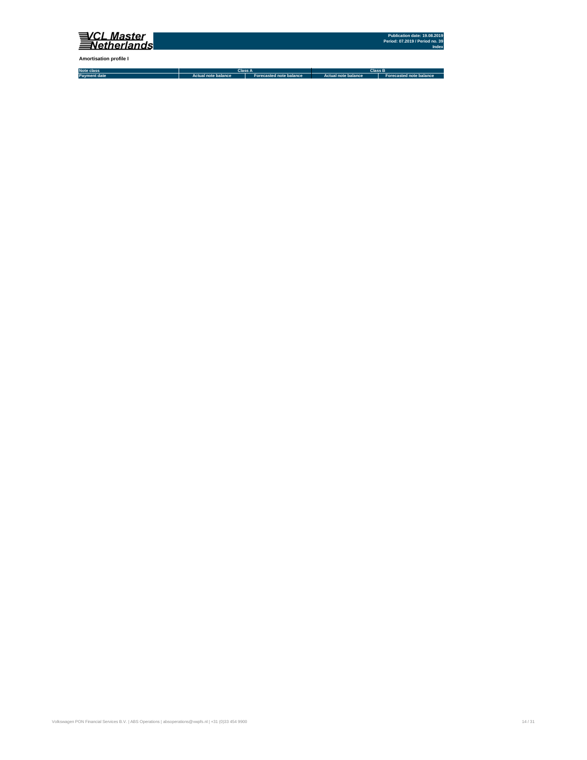**Amortisation profile I**

| Note class | Class A | | Class B | |
|---|---|---|---|---|
| Payment date | Actual note balance | Forecasted note balance | Actual note balance | Forecasted note balance |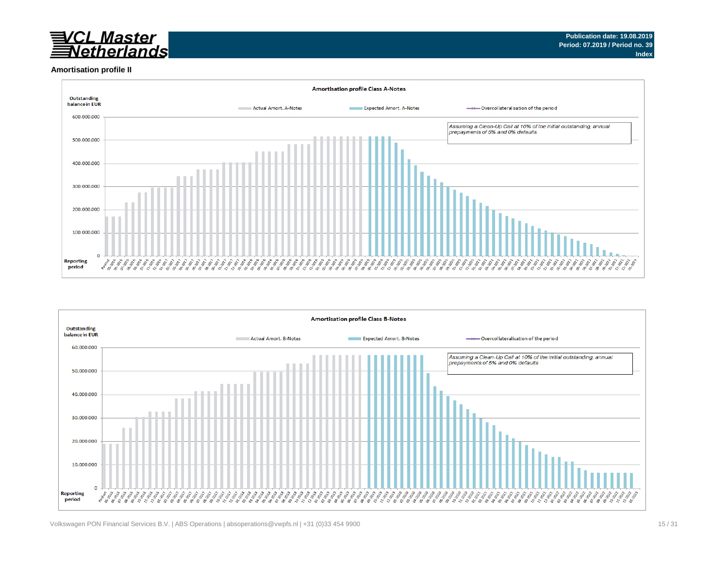## Amortisation profile II

**Amortisation profile Class A-Notes**

Outstanding balance in EUR

Actual Amort. A-Notes | Expected Amort. A-Notes | Overcollateralisation of the period

*Assuming a Clean-Up Call at 10% of the initial outstanding, annual prepayments of 5% and 0% defaults*

Reporting period

**Amortisation profile Class B-Notes**

Outstanding balance in EUR

Actual Amort. B-Notes | Expected Amort. B-Notes | Overcollateralisation of the period

*Assuming a Clean-Up Call at 10% of the initial outstanding, annual prepayments of 5% and 0% defaults*

Reporting period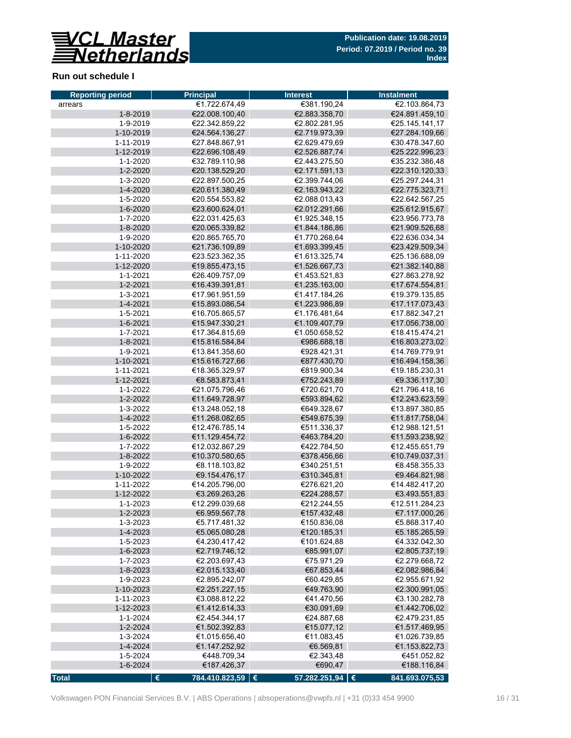**VCL Master Netherlands**

Publication date: 19.08.2019
Period: 07.2019 / Period no. 39
Index

## Run out schedule I

| Reporting period | Principal | Interest | Instalment |
|---|---|---|---|
| arrears | €1.722.674,49 | €381.190,24 | €2.103.864,73 |
| 1-8-2019 | €22.008.100,40 | €2.883.358,70 | €24.891.459,10 |
| 1-9-2019 | €22.342.859,22 | €2.802.281,95 | €25.145.141,17 |
| 1-10-2019 | €24.564.136,27 | €2.719.973,39 | €27.284.109,66 |
| 1-11-2019 | €27.848.867,91 | €2.629.479,69 | €30.478.347,60 |
| 1-12-2019 | €22.696.108,49 | €2.526.887,74 | €25.222.996,23 |
| 1-1-2020 | €32.789.110,98 | €2.443.275,50 | €35.232.386,48 |
| 1-2-2020 | €20.138.529,20 | €2.171.591,13 | €22.310.120,33 |
| 1-3-2020 | €22.897.500,25 | €2.399.744,06 | €25.297.244,31 |
| 1-4-2020 | €20.611.380,49 | €2.163.943,22 | €22.775.323,71 |
| 1-5-2020 | €20.554.553,82 | €2.088.013,43 | €22.642.567,25 |
| 1-6-2020 | €23.600.624,01 | €2.012.291,66 | €25.612.915,67 |
| 1-7-2020 | €22.031.425,63 | €1.925.348,15 | €23.956.773,78 |
| 1-8-2020 | €20.065.339,82 | €1.844.186,86 | €21.909.526,68 |
| 1-9-2020 | €20.865.765,70 | €1.770.268,64 | €22.636.034,34 |
| 1-10-2020 | €21.736.109,89 | €1.693.399,45 | €23.429.509,34 |
| 1-11-2020 | €23.523.362,35 | €1.613.325,74 | €25.136.688,09 |
| 1-12-2020 | €19.855.473,15 | €1.526.667,73 | €21.382.140,88 |
| 1-1-2021 | €26.409.757,09 | €1.453.521,83 | €27.863.278,92 |
| 1-2-2021 | €16.439.391,81 | €1.235.163,00 | €17.674.554,81 |
| 1-3-2021 | €17.961.951,59 | €1.417.184,26 | €19.379.135,85 |
| 1-4-2021 | €15.893.086,54 | €1.223.986,89 | €17.117.073,43 |
| 1-5-2021 | €16.705.865,57 | €1.176.481,64 | €17.882.347,21 |
| 1-6-2021 | €15.947.330,21 | €1.109.407,79 | €17.056.738,00 |
| 1-7-2021 | €17.364.815,69 | €1.050.658,52 | €18.415.474,21 |
| 1-8-2021 | €15.816.584,84 | €986.688,18 | €16.803.273,02 |
| 1-9-2021 | €13.841.358,60 | €928.421,31 | €14.769.779,91 |
| 1-10-2021 | €15.616.727,66 | €877.430,70 | €16.494.158,36 |
| 1-11-2021 | €18.365.329,97 | €819.900,34 | €19.185.230,31 |
| 1-12-2021 | €8.583.873,41 | €752.243,89 | €9.336.117,30 |
| 1-1-2022 | €21.075.796,46 | €720.621,70 | €21.796.418,16 |
| 1-2-2022 | €11.649.728,97 | €593.894,62 | €12.243.623,59 |
| 1-3-2022 | €13.248.052,18 | €649.328,67 | €13.897.380,85 |
| 1-4-2022 | €11.268.082,65 | €549.675,39 | €11.817.758,04 |
| 1-5-2022 | €12.476.785,14 | €511.336,37 | €12.988.121,51 |
| 1-6-2022 | €11.129.454,72 | €463.784,20 | €11.593.238,92 |
| 1-7-2022 | €12.032.867,29 | €422.784,50 | €12.455.651,79 |
| 1-8-2022 | €10.370.580,65 | €378.456,66 | €10.749.037,31 |
| 1-9-2022 | €8.118.103,82 | €340.251,51 | €8.458.355,33 |
| 1-10-2022 | €9.154.476,17 | €310.345,81 | €9.464.821,98 |
| 1-11-2022 | €14.205.796,00 | €276.621,20 | €14.482.417,20 |
| 1-12-2022 | €3.269.263,26 | €224.288,57 | €3.493.551,83 |
| 1-1-2023 | €12.299.039,68 | €212.244,55 | €12.511.284,23 |
| 1-2-2023 | €6.959.567,78 | €157.432,48 | €7.117.000,26 |
| 1-3-2023 | €5.717.481,32 | €150.836,08 | €5.868.317,40 |
| 1-4-2023 | €5.065.080,28 | €120.185,31 | €5.185.265,59 |
| 1-5-2023 | €4.230.417,42 | €101.624,88 | €4.332.042,30 |
| 1-6-2023 | €2.719.746,12 | €85.991,07 | €2.805.737,19 |
| 1-7-2023 | €2.203.697,43 | €75.971,29 | €2.279.668,72 |
| 1-8-2023 | €2.015.133,40 | €67.853,44 | €2.082.986,84 |
| 1-9-2023 | €2.895.242,07 | €60.429,85 | €2.955.671,92 |
| 1-10-2023 | €2.251.227,15 | €49.763,90 | €2.300.991,05 |
| 1-11-2023 | €3.088.812,22 | €41.470,56 | €3.130.282,78 |
| 1-12-2023 | €1.412.614,33 | €30.091,69 | €1.442.706,02 |
| 1-1-2024 | €2.454.344,17 | €24.887,68 | €2.479.231,85 |
| 1-2-2024 | €1.502.392,83 | €15.077,12 | €1.517.469,95 |
| 1-3-2024 | €1.015.656,40 | €11.083,45 | €1.026.739,85 |
| 1-4-2024 | €1.147.252,92 | €6.569,81 | €1.153.822,73 |
| 1-5-2024 | €448.709,34 | €2.343,48 | €451.052,82 |
| 1-6-2024 | €187.426,37 | €690,47 | €188.116,84 |
| **Total** | **€ 784.410.823,59** | **€ 57.282.251,94** | **€ 841.693.075,53** |

Volkswagen PON Financial Services B.V. | ABS Operations | absoperations@vwpfs.nl | +31 (0)33 454 9900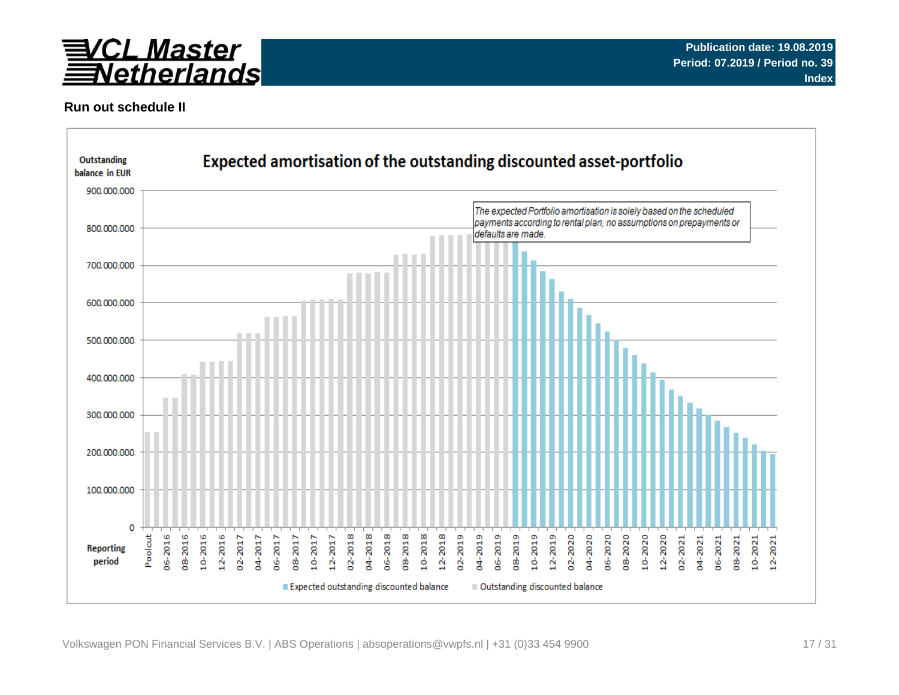**Run out schedule II**

**Expected amortisation of the outstanding discounted asset-portfolio**

Outstanding balance in EUR

*The expected Portfolio amortisation is solely based on the scheduled payments according to rental plan, no assumptions on prepayments or defaults are made.*

Y-axis: 0 – 100.000.000 – 200.000.000 – 300.000.000 – 400.000.000 – 500.000.000 – 600.000.000 – 700.000.000 – 800.000.000 – 900.000.000

Reporting period: Poolcut, 06-2016, 08-2016, 10-2016, 12-2016, 02-2017, 04-2017, 06-2017, 08-2017, 10-2017, 12-2017, 02-2018, 04-2018, 06-2018, 08-2018, 10-2018, 12-2018, 02-2019, 04-2019, 06-2019, 08-2019, 10-2019, 12-2019, 02-2020, 04-2020, 06-2020, 08-2020, 10-2020, 12-2020, 02-2021, 04-2021, 06-2021, 08-2021, 10-2021, 12-2021

Legend: Expected outstanding discounted balance; Outstanding discounted balance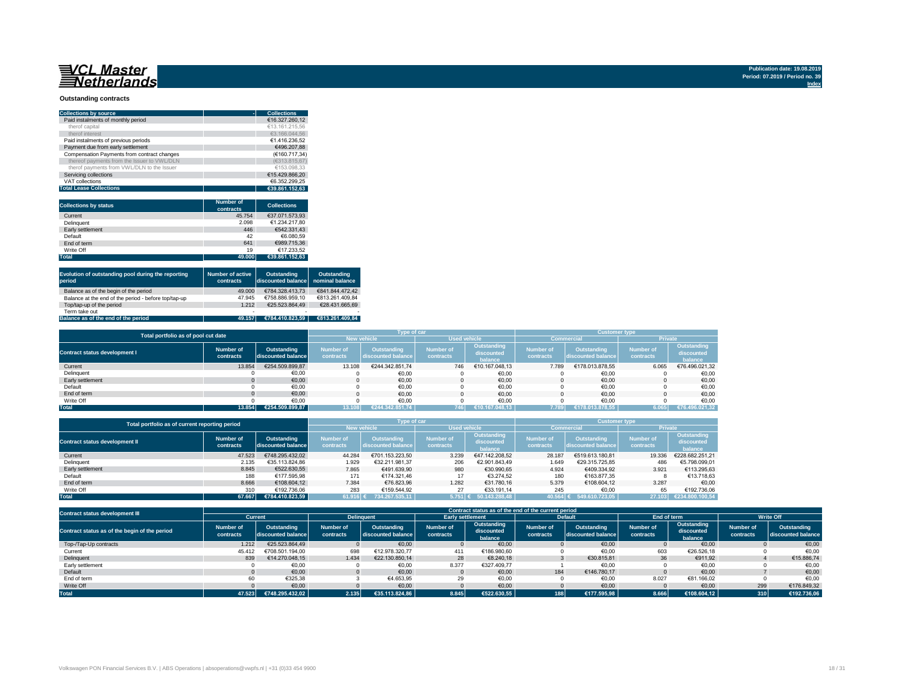VCL Master Netherlands

Publication date: 19.08.2019
Period: 07.2019 / Period no. 39
Index

## Outstanding contracts

| Collections by source | - | Collections |
|---|---|---|
| Paid instalments of monthly period | | €16.327.260,12 |
| therof capital | | €13.161.215,56 |
| therof interest | | €3.166.044,56 |
| Paid instalments of previous periods | | €1.416.236,52 |
| Payment due from early settlement | | €496.207,88 |
| Compensation Payments from contract changes | | (€160.717,34) |
| thereof payments from the Issuer to VWL/DLN | | (€313.815,67) |
| therof payments from VWL/DLN to the Issuer | | €153.098,33 |
| Servicing collections | | €15.429.866,20 |
| VAT collections | | €6.352.299,25 |
| **Total Lease Collections** | | **€39.861.152,63** |

| Collections by status | Number of contracts | Collections |
|---|---|---|
| Current | 45.754 | €37.071.573,93 |
| Delinquent | 2.098 | €1.234.217,80 |
| Early settlement | 446 | €542.331,43 |
| Default | 42 | €6.080,59 |
| End of term | 641 | €989.715,36 |
| Write Off | 19 | €17.233,52 |
| **Total** | **49.000** | **€39.861.152,63** |

| Evolution of outstanding pool during the reporting period | Number of active contracts | Outstanding discounted balance | Outstanding nominal balance |
|---|---|---|---|
| Balance as of the begin of the period | 49.000 | €784.328.413,73 | €841.844.472,42 |
| Balance at the end of the period - before top/tap-up | 47.945 | €758.886.959,10 | €813.261.409,84 |
| Top/tap-up of the period | 1.212 | €25.523.864,49 | €28.431.665,69 |
| Term take out | - | - | - |
| **Balance as of the end of the period** | **49.157** | **€784.410.823,59** | **€813.261.409,84** |

| Total portfolio as of pool cut date | | | Type of car | | | | Customer type | | | |
|---|---|---|---|---|---|---|---|---|---|---|
| | | | New vehicle | | Used vehicle | | Commercial | | Private | |
| Contract status development I | Number of contracts | Outstanding discounted balance | Number of contracts | Outstanding discounted balance | Number of contracts | Outstanding discounted balance | Number of contracts | Outstanding discounted balance | Number of contracts | Outstanding discounted balance |
| Current | 13.854 | €254.509.899,87 | 13.108 | €244.342.851,74 | 746 | €10.167.048,13 | 7.789 | €178.013.878,55 | 6.065 | €76.496.021,32 |
| Delinquent | 0 | €0,00 | 0 | €0,00 | 0 | €0,00 | 0 | €0,00 | 0 | €0,00 |
| Early settlement | 0 | €0,00 | 0 | €0,00 | 0 | €0,00 | 0 | €0,00 | 0 | €0,00 |
| Default | 0 | €0,00 | 0 | €0,00 | 0 | €0,00 | 0 | €0,00 | 0 | €0,00 |
| End of term | 0 | €0,00 | 0 | €0,00 | 0 | €0,00 | 0 | €0,00 | 0 | €0,00 |
| Write Off | 0 | €0,00 | 0 | €0,00 | 0 | €0,00 | 0 | €0,00 | 0 | €0,00 |
| **Total** | **13.854** | **€254.509.899,87** | **13.108** | **€244.342.851,74** | **746** | **€10.167.048,13** | **7.789** | **€178.013.878,55** | **6.065** | **€76.496.021,32** |

| Total portfolio as of current reporting period | | | Type of car | | | | Customer type | | | |
|---|---|---|---|---|---|---|---|---|---|---|
| | | | New vehicle | | Used vehicle | | Commercial | | Private | |
| Contract status development II | Number of contracts | Outstanding discounted balance | Number of contracts | Outstanding discounted balance | Number of contracts | Outstanding discounted balance | Number of contracts | Outstanding discounted balance | Number of contracts | Outstanding discounted balance |
| Current | 47.523 | €748.295.432,02 | 44.284 | €701.153.223,50 | 3.239 | €47.142.208,52 | 28.187 | €519.613.180,81 | 19.336 | €228.682.251,21 |
| Delinquent | 2.135 | €35.113.824,86 | 1.929 | €32.211.981,37 | 206 | €2.901.843,49 | 1.649 | €29.315.725,85 | 486 | €5.798.099,01 |
| Early settlement | 8.845 | €522.630,55 | 7.865 | €491.639,90 | 980 | €30.990,65 | 4.924 | €409.334,92 | 3.921 | €113.295,63 |
| Default | 188 | €177.595,98 | 171 | €174.321,46 | 17 | €3.274,52 | 180 | €163.877,35 | 8 | €13.718,63 |
| End of term | 8.666 | €108.604,12 | 7.384 | €76.823,96 | 1.282 | €31.780,16 | 5.379 | €108.604,12 | 3.287 | €0,00 |
| Write Off | 310 | €192.736,06 | 283 | €159.544,92 | 27 | €33.191,14 | 245 | €0,00 | 65 | €192.736,06 |
| **Total** | **67.667** | **€784.410.823,59** | **61.916** | **€734.267.535,11** | **5.751** | **€50.143.288,48** | **40.564** | **€549.610.723,05** | **27.103** | **€234.800.100,54** |

| Contract status development III | Contract status as of the end of the current period | | | | | | | | | | | |
|---|---|---|---|---|---|---|---|---|---|---|---|---|
| | Current | | Delinquent | | Early settlement | | Default | | End of term | | Write Off | |
| Contract status as of the begin of the period | Number of contracts | Outstanding discounted balance | Number of contracts | Outstanding discounted balance | Number of contracts | Outstanding discounted balance | Number of contracts | Outstanding discounted balance | Number of contracts | Outstanding discounted balance | Number of contracts | Outstanding discounted balance |
| Top-/Tap-Up contracts | 1.212 | €25.523.864,49 | 0 | €0,00 | 0 | €0,00 | 0 | €0,00 | 0 | €0,00 | 0 | €0,00 |
| Current | 45.412 | €708.501.194,00 | 698 | €12.978.320,77 | 411 | €186.980,60 | 0 | €0,00 | 603 | €26.526,18 | 0 | €0,00 |
| Delinquent | 839 | €14.270.048,15 | 1.434 | €22.130.850,14 | 28 | €8.240,18 | 3 | €30.815,81 | 36 | €911,92 | 4 | €15.886,74 |
| Early settlement | 0 | €0,00 | 0 | €0,00 | 8.377 | €327.409,77 | 1 | €0,00 | 0 | €0,00 | 0 | €0,00 |
| Default | 0 | €0,00 | 0 | €0,00 | 0 | €0,00 | 184 | €146.780,17 | 0 | €0,00 | 7 | €0,00 |
| End of term | 60 | €325,38 | 3 | €4.653,95 | 29 | €0,00 | 0 | €0,00 | 8.027 | €81.166,02 | 0 | €0,00 |
| Write Off | 0 | €0,00 | 0 | €0,00 | 0 | €0,00 | 0 | €0,00 | 0 | €0,00 | 299 | €176.849,32 |
| **Total** | **47.523** | **€748.295.432,02** | **2.135** | **€35.113.824,86** | **8.845** | **€522.630,55** | **188** | **€177.595,98** | **8.666** | **€108.604,12** | **310** | **€192.736,06** |

Volkswagen PON Financial Services B.V. | ABS Operations | absoperations@vwpfs.nl | +31 (0)33 454 9900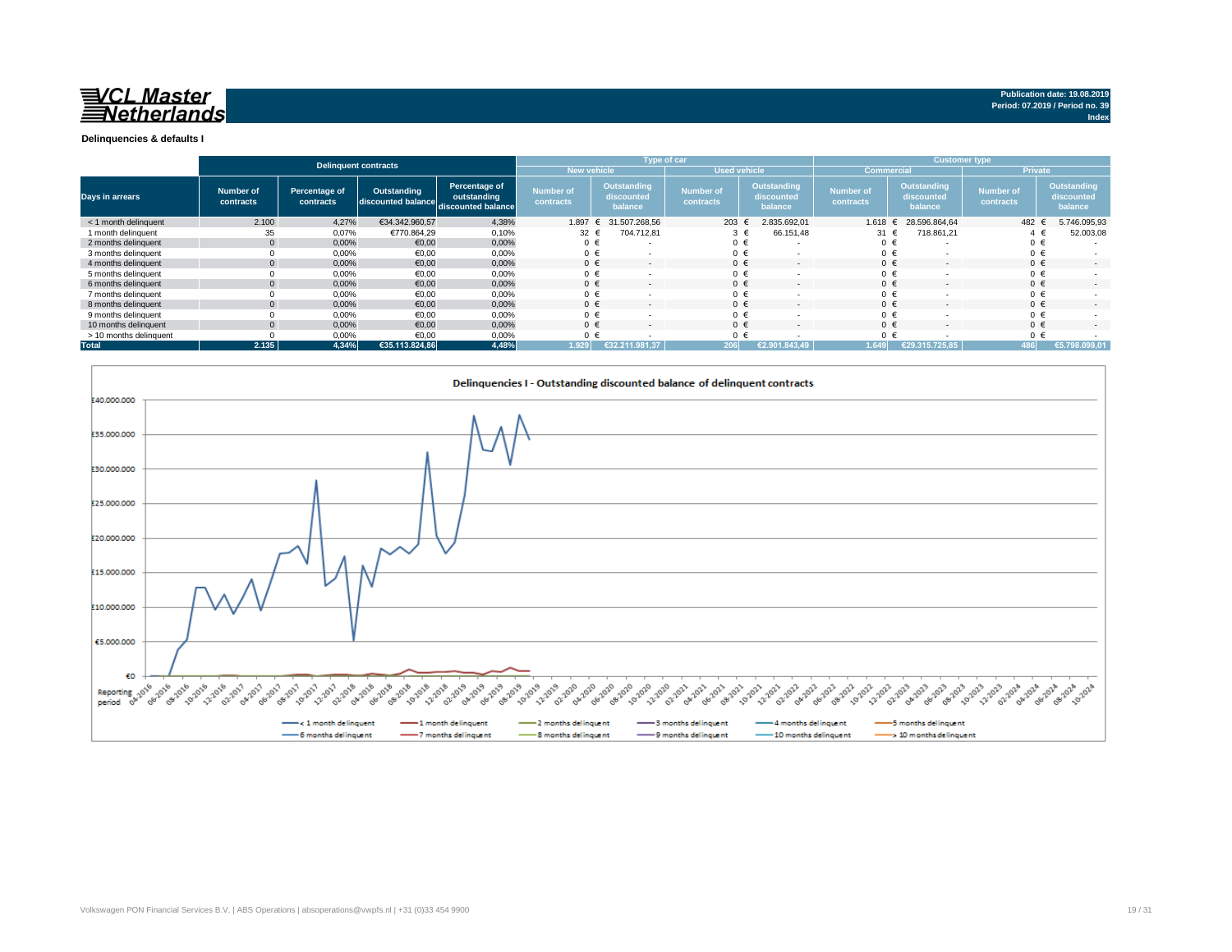**VCL Master Netherlands**

Publication date: 19.08.2019
Period: 07.2019 / Period no. 39
Index

**Delinquencies & defaults I**

| | Delinquent contracts | | | | Type of car | | | | Customer type | | | |
|---|---|---|---|---|---|---|---|---|---|---|---|---|
| | | | | | New vehicle | | Used vehicle | | Commercial | | Private | |
| Days in arrears | Number of contracts | Percentage of contracts | Outstanding discounted balance | Percentage of outstanding discounted balance | Number of contracts | Outstanding discounted balance | Number of contracts | Outstanding discounted balance | Number of contracts | Outstanding discounted balance | Number of contracts | Outstanding discounted balance |
| < 1 month delinquent | 2.100 | 4,27% | €34.342.960,57 | 4,38% | 1.897 | € 31.507.268,56 | 203 | € 2.835.692,01 | 1.618 | € 28.596.864,64 | 482 | € 5.746.095,93 |
| 1 month delinquent | 35 | 0,07% | €770.864,29 | 0,10% | 32 | € 704.712,81 | 3 | € 66.151,48 | 31 | € 718.861,21 | 4 | € 52.003,08 |
| 2 months delinquent | 0 | 0,00% | €0,00 | 0,00% | 0 | € - | 0 | € - | 0 | € - | 0 | € - |
| 3 months delinquent | 0 | 0,00% | €0,00 | 0,00% | 0 | € - | 0 | € - | 0 | € - | 0 | € - |
| 4 months delinquent | 0 | 0,00% | €0,00 | 0,00% | 0 | € - | 0 | € - | 0 | € - | 0 | € - |
| 5 months delinquent | 0 | 0,00% | €0,00 | 0,00% | 0 | € - | 0 | € - | 0 | € - | 0 | € - |
| 6 months delinquent | 0 | 0,00% | €0,00 | 0,00% | 0 | € - | 0 | € - | 0 | € - | 0 | € - |
| 7 months delinquent | 0 | 0,00% | €0,00 | 0,00% | 0 | € - | 0 | € - | 0 | € - | 0 | € - |
| 8 months delinquent | 0 | 0,00% | €0,00 | 0,00% | 0 | € - | 0 | € - | 0 | € - | 0 | € - |
| 9 months delinquent | 0 | 0,00% | €0,00 | 0,00% | 0 | € - | 0 | € - | 0 | € - | 0 | € - |
| 10 months delinquent | 0 | 0,00% | €0,00 | 0,00% | 0 | € - | 0 | € - | 0 | € - | 0 | € - |
| > 10 months delinquent | 0 | 0,00% | €0,00 | 0,00% | 0 | € - | 0 | € - | 0 | € - | 0 | € - |
| **Total** | **2.135** | **4,34%** | **€35.113.824,86** | **4,48%** | **1.929** | **€32.211.981,37** | **206** | **€2.901.843,49** | **1.649** | **€29.315.725,85** | **486** | **€5.798.099,01** |

**Delinquencies I - Outstanding discounted balance of delinquent contracts**

Legend: < 1 month delinquent, 1 month delinquent, 2 months delinquent, 3 months delinquent, 4 months delinquent, 5 months delinquent, 6 months delinquent, 7 months delinquent, 8 months delinquent, 9 months delinquent, 10 months delinquent, > 10 months delinquent

Volkswagen PON Financial Services B.V. | ABS Operations | absoperations@vwpfs.nl | +31 (0)33 454 9900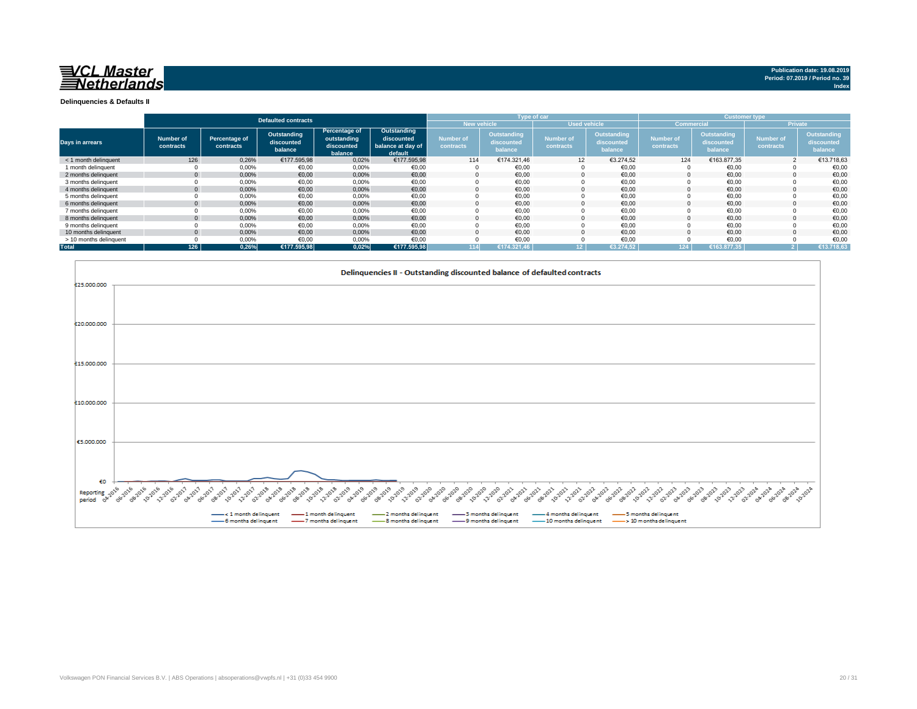# VCL Master Netherlands

Publication date: 19.08.2019
Period: 07.2019 / Period no. 39
Index

## Delinquencies & Defaults II

| Days in arrears | Defaulted contracts | | | | | Type of car | | | | Customer type | | | |
|---|---|---|---|---|---|---|---|---|---|---|---|---|---|
| | | | | | | New vehicle | | Used vehicle | | Commercial | | Private | |
| | Number of contracts | Percentage of contracts | Outstanding discounted balance | Percentage of outstanding discounted balance | Outstanding discounted balance at day of default | Number of contracts | Outstanding discounted balance | Number of contracts | Outstanding discounted balance | Number of contracts | Outstanding discounted balance | Number of contracts | Outstanding discounted balance |
| < 1 month delinquent | 126 | 0,26% | €177.595,98 | 0,02% | €177.595,98 | 114 | €174.321,46 | 12 | €3.274,52 | 124 | €163.877,35 | 2 | €13.718,63 |
| 1 month delinquent | 0 | 0,00% | €0,00 | 0,00% | €0,00 | 0 | €0,00 | 0 | €0,00 | 0 | €0,00 | 0 | €0,00 |
| 2 months delinquent | 0 | 0,00% | €0,00 | 0,00% | €0,00 | 0 | €0,00 | 0 | €0,00 | 0 | €0,00 | 0 | €0,00 |
| 3 months delinquent | 0 | 0,00% | €0,00 | 0,00% | €0,00 | 0 | €0,00 | 0 | €0,00 | 0 | €0,00 | 0 | €0,00 |
| 4 months delinquent | 0 | 0,00% | €0,00 | 0,00% | €0,00 | 0 | €0,00 | 0 | €0,00 | 0 | €0,00 | 0 | €0,00 |
| 5 months delinquent | 0 | 0,00% | €0,00 | 0,00% | €0,00 | 0 | €0,00 | 0 | €0,00 | 0 | €0,00 | 0 | €0,00 |
| 6 months delinquent | 0 | 0,00% | €0,00 | 0,00% | €0,00 | 0 | €0,00 | 0 | €0,00 | 0 | €0,00 | 0 | €0,00 |
| 7 months delinquent | 0 | 0,00% | €0,00 | 0,00% | €0,00 | 0 | €0,00 | 0 | €0,00 | 0 | €0,00 | 0 | €0,00 |
| 8 months delinquent | 0 | 0,00% | €0,00 | 0,00% | €0,00 | 0 | €0,00 | 0 | €0,00 | 0 | €0,00 | 0 | €0,00 |
| 9 months delinquent | 0 | 0,00% | €0,00 | 0,00% | €0,00 | 0 | €0,00 | 0 | €0,00 | 0 | €0,00 | 0 | €0,00 |
| 10 months delinquent | 0 | 0,00% | €0,00 | 0,00% | €0,00 | 0 | €0,00 | 0 | €0,00 | 0 | €0,00 | 0 | €0,00 |
| > 10 months delinquent | 0 | 0,00% | €0,00 | 0,00% | €0,00 | 0 | €0,00 | 0 | €0,00 | 0 | €0,00 | 0 | €0,00 |
| Total | 126 | 0,26% | €177.595,98 | 0,02% | €177.595,98 | 114 | €174.321,46 | 12 | €3.274,52 | 124 | €163.877,35 | 2 | €13.718,63 |

Delinquencies II - Outstanding discounted balance of defaulted contracts

Volkswagen PON Financial Services B.V. | ABS Operations | absoperations@vwpfs.nl | +31 (0)33 454 9900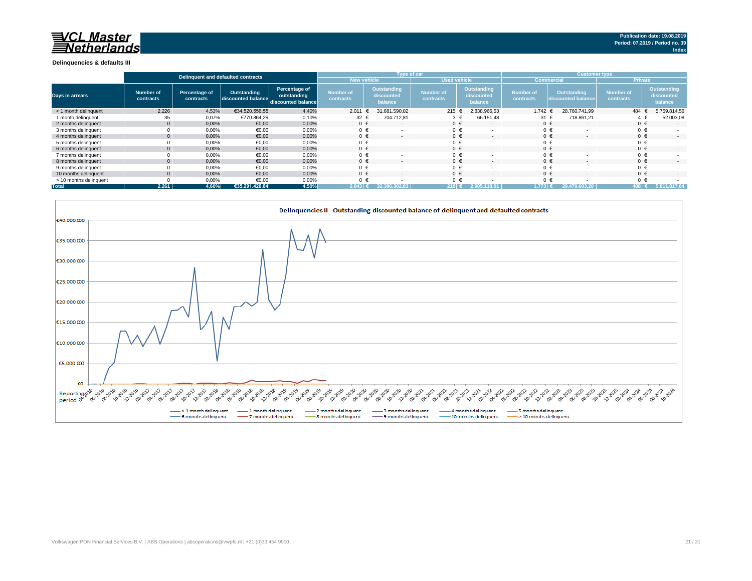VCL Master Netherlands

Publication date: 19.08.2019
Period: 07.2019 / Period no. 39
Index

## Delinquencies & defaults III

| Days in arrears | Delinquent and defaulted contracts | | | | Type of car | | | | Customer type | | | |
|---|---|---|---|---|---|---|---|---|---|---|---|---|
| | | | | | New vehicle | | Used vehicle | | Commercial | | Private | |
| | Number of contracts | Percentage of contracts | Outstanding discounted balance | Percentage of outstanding discounted balance | Number of contracts | Outstanding discounted balance | Number of contracts | Outstanding discounted balance | Number of contracts | Outstanding discounted balance | Number of contracts | Outstanding discounted balance |
| < 1 month delinquent | 2.226 | 4,53% | €34.520.556,55 | 4,40% | 2.011 | € 31.681.590,02 | 215 | € 2.838.966,53 | 1.742 | € 28.760.741,99 | 484 | € 5.759.814,56 |
| 1 month delinquent | 35 | 0,07% | €770.864,29 | 0,10% | 32 | € 704.712,81 | 3 | € 66.151,48 | 31 | € 718.861,21 | 4 | € 52.003,08 |
| 2 months delinquent | 0 | 0,00% | €0,00 | 0,00% | 0 | € - | 0 | € - | 0 | € - | 0 | € - |
| 3 months delinquent | 0 | 0,00% | €0,00 | 0,00% | 0 | € - | 0 | € - | 0 | € - | 0 | € - |
| 4 months delinquent | 0 | 0,00% | €0,00 | 0,00% | 0 | € - | 0 | € - | 0 | € - | 0 | € - |
| 5 months delinquent | 0 | 0,00% | €0,00 | 0,00% | 0 | € - | 0 | € - | 0 | € - | 0 | € - |
| 6 months delinquent | 0 | 0,00% | €0,00 | 0,00% | 0 | € - | 0 | € - | 0 | € - | 0 | € - |
| 7 months delinquent | 0 | 0,00% | €0,00 | 0,00% | 0 | € - | 0 | € - | 0 | € - | 0 | € - |
| 8 months delinquent | 0 | 0,00% | €0,00 | 0,00% | 0 | € - | 0 | € - | 0 | € - | 0 | € - |
| 9 months delinquent | 0 | 0,00% | €0,00 | 0,00% | 0 | € - | 0 | € - | 0 | € - | 0 | € - |
| 10 months delinquent | 0 | 0,00% | €0,00 | 0,00% | 0 | € - | 0 | € - | 0 | € - | 0 | € - |
| > 10 months delinquent | 0 | 0,00% | €0,00 | 0,00% | 0 | € - | 0 | € - | 0 | € - | 0 | € - |
| **Total** | **2.261** | **4,60%** | **€35.291.420,84** | **4,50%** | **2.043** | **€ 32.386.302,83** | **218** | **€ 2.905.118,01** | **1.773** | **€ 29.479.603,20** | **488** | **€ 5.811.817,64** |

### Delinquencies II - Outstanding discounted balance of delinquent and defaulted contracts

Legend: < 1 month delinquent; 1 month delinquent; 2 months delinquent; 3 months delinquent; 4 months delinquent; 5 months delinquent; 6 months delinquent; 7 months delinquent; 8 months delinquent; 9 months delinquent; 10 months delinquent; > 10 months delinquent

Reporting period: 04-2016 to 10-2024

Volkswagen PON Financial Services B.V. | ABS Operations | absoperations@vwpfs.nl | +31 (0)33 454 9900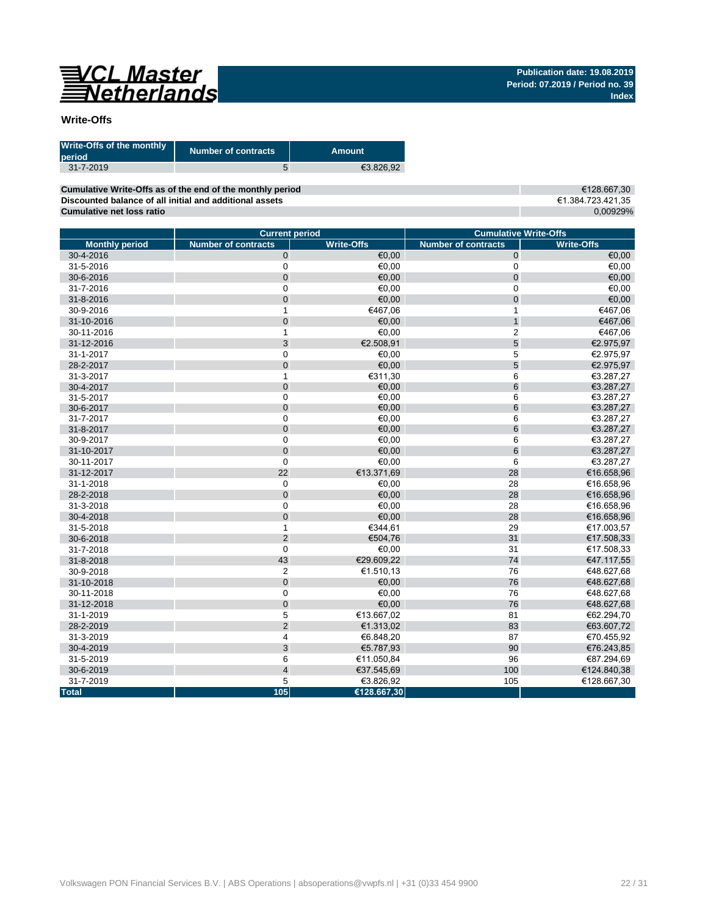VCL Master Netherlands

**Publication date: 19.08.2019**
**Period: 07.2019 / Period no. 39**
**Index**

## Write-Offs

| Write-Offs of the monthly period | Number of contracts | Amount |
|---|---|---|
| 31-7-2019 | 5 | €3.826,92 |

| | |
|---|---|
| **Cumulative Write-Offs as of the end of the monthly period** | €128.667,30 |
| **Discounted balance of all initial and additional assets** | €1.384.723.421,35 |
| **Cumulative net loss ratio** | 0,00929% |

| | Current period | | Cumulative Write-Offs | |
|---|---|---|---|---|
| **Monthly period** | **Number of contracts** | **Write-Offs** | **Number of contracts** | **Write-Offs** |
| 30-4-2016 | 0 | €0,00 | 0 | €0,00 |
| 31-5-2016 | 0 | €0,00 | 0 | €0,00 |
| 30-6-2016 | 0 | €0,00 | 0 | €0,00 |
| 31-7-2016 | 0 | €0,00 | 0 | €0,00 |
| 31-8-2016 | 0 | €0,00 | 0 | €0,00 |
| 30-9-2016 | 1 | €467,06 | 1 | €467,06 |
| 31-10-2016 | 0 | €0,00 | 1 | €467,06 |
| 30-11-2016 | 1 | €0,00 | 2 | €467,06 |
| 31-12-2016 | 3 | €2.508,91 | 5 | €2.975,97 |
| 31-1-2017 | 0 | €0,00 | 5 | €2.975,97 |
| 28-2-2017 | 0 | €0,00 | 5 | €2.975,97 |
| 31-3-2017 | 1 | €311,30 | 6 | €3.287,27 |
| 30-4-2017 | 0 | €0,00 | 6 | €3.287,27 |
| 31-5-2017 | 0 | €0,00 | 6 | €3.287,27 |
| 30-6-2017 | 0 | €0,00 | 6 | €3.287,27 |
| 31-7-2017 | 0 | €0,00 | 6 | €3.287,27 |
| 31-8-2017 | 0 | €0,00 | 6 | €3.287,27 |
| 30-9-2017 | 0 | €0,00 | 6 | €3.287,27 |
| 31-10-2017 | 0 | €0,00 | 6 | €3.287,27 |
| 30-11-2017 | 0 | €0,00 | 6 | €3.287,27 |
| 31-12-2017 | 22 | €13.371,69 | 28 | €16.658,96 |
| 31-1-2018 | 0 | €0,00 | 28 | €16.658,96 |
| 28-2-2018 | 0 | €0,00 | 28 | €16.658,96 |
| 31-3-2018 | 0 | €0,00 | 28 | €16.658,96 |
| 30-4-2018 | 0 | €0,00 | 28 | €16.658,96 |
| 31-5-2018 | 1 | €344,61 | 29 | €17.003,57 |
| 30-6-2018 | 2 | €504,76 | 31 | €17.508,33 |
| 31-7-2018 | 0 | €0,00 | 31 | €17.508,33 |
| 31-8-2018 | 43 | €29.609,22 | 74 | €47.117,55 |
| 30-9-2018 | 2 | €1.510,13 | 76 | €48.627,68 |
| 31-10-2018 | 0 | €0,00 | 76 | €48.627,68 |
| 30-11-2018 | 0 | €0,00 | 76 | €48.627,68 |
| 31-12-2018 | 0 | €0,00 | 76 | €48.627,68 |
| 31-1-2019 | 5 | €13.667,02 | 81 | €62.294,70 |
| 28-2-2019 | 2 | €1.313,02 | 83 | €63.607,72 |
| 31-3-2019 | 4 | €6.848,20 | 87 | €70.455,92 |
| 30-4-2019 | 3 | €5.787,93 | 90 | €76.243,85 |
| 31-5-2019 | 6 | €11.050,84 | 96 | €87.294,69 |
| 30-6-2019 | 4 | €37.545,69 | 100 | €124.840,38 |
| 31-7-2019 | 5 | €3.826,92 | 105 | €128.667,30 |
| **Total** | **105** | **€128.667,30** | | |

Volkswagen PON Financial Services B.V. | ABS Operations | absoperations@vwpfs.nl | +31 (0)33 454 9900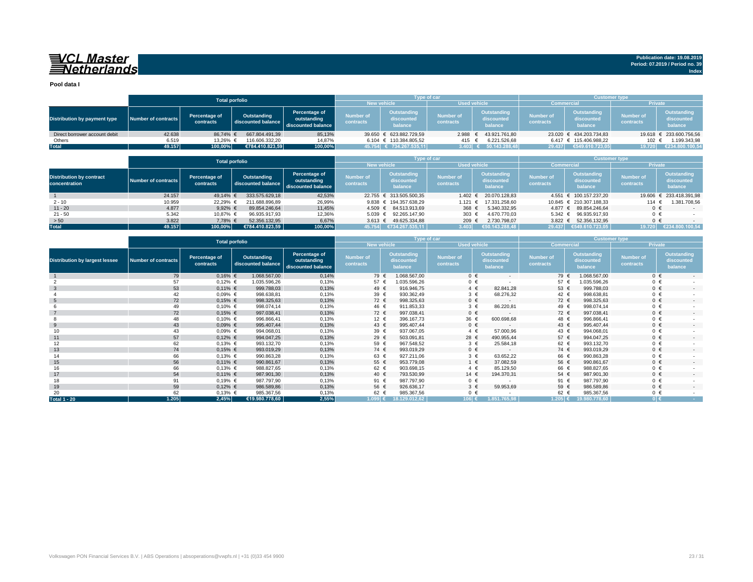**VCL Master Netherlands**

Publication date: 19.08.2019
Period: 07.2019 / Period no. 39
Index

**Pool data I**

| Distribution by payment type | Total porfolio | | | | Type of car | | | | Customer type | | | |
|---|---|---|---|---|---|---|---|---|---|---|---|---|
| | | | | | New vehicle | | Used vehicle | | Commercial | | Private | |
| | Number of contracts | Percentage of contracts | Outstanding discounted balance | Percentage of outstanding discounted balance | Number of contracts | Outstanding discounted balance | Number of contracts | Outstanding discounted balance | Number of contracts | Outstanding discounted balance | Number of contracts | Outstanding discounted balance |
| Direct borrower account debit | 42.638 | 86,74% | € 667.804.491,39 | 85,13% | 39.650 | € 623.882.729,59 | 2.988 | € 43.921.761,80 | 23.020 | € 434.203.734,83 | 19.618 | € 233.600.756,56 |
| Others | 6.519 | 13,26% | € 116.606.332,20 | 14,87% | 6.104 | € 110.384.805,52 | 415 | € 6.221.526,68 | 6.417 | € 115.406.988,22 | 102 | € 1.199.343,98 |
| **Total** | **49.157** | **100,00%** | **€784.410.823,59** | **100,00%** | **45.754** | **€ 734.267.535,11** | **3.403** | **€ 50.143.288,48** | **29.437** | **€549.610.723,05** | **19.720** | **€234.800.100,54** |

| Distribution by contract concentration | Total porfolio | | | | Type of car | | | | Customer type | | | |
|---|---|---|---|---|---|---|---|---|---|---|---|---|
| | | | | | New vehicle | | Used vehicle | | Commercial | | Private | |
| | Number of contracts | Percentage of contracts | Outstanding discounted balance | Percentage of outstanding discounted balance | Number of contracts | Outstanding discounted balance | Number of contracts | Outstanding discounted balance | Number of contracts | Outstanding discounted balance | Number of contracts | Outstanding discounted balance |
| 1 | 24.157 | 49,14% | € 333.575.629,18 | 42,53% | 22.755 | € 313.505.500,35 | 1.402 | € 20.070.128,83 | 4.551 | € 100.157.237,20 | 19.606 | € 233.418.391,98 |
| 2 - 10 | 10.959 | 22,29% | € 211.688.896,89 | 26,99% | 9.838 | € 194.357.638,29 | 1.121 | € 17.331.258,60 | 10.845 | € 210.307.188,33 | 114 | € 1.381.708,56 |
| 11 - 20 | 4.877 | 9,92% | € 89.854.246,64 | 11,45% | 4.509 | € 84.513.913,69 | 368 | € 5.340.332,95 | 4.877 | € 89.854.246,64 | 0 | € - |
| 21 - 50 | 5.342 | 10,87% | € 96.935.917,93 | 12,36% | 5.039 | € 92.265.147,90 | 303 | € 4.670.770,03 | 5.342 | € 96.935.917,93 | 0 | € - |
| > 50 | 3.822 | 7,78% | € 52.356.132,95 | 6,67% | 3.613 | € 49.625.334,88 | 209 | € 2.730.798,07 | 3.822 | € 52.356.132,95 | 0 | € - |
| **Total** | **49.157** | **100,00%** | **€784.410.823,59** | **100,00%** | **45.754** | **€734.267.535,11** | **3.403** | **€50.143.288,48** | **29.437** | **€549.610.723,05** | **19.720** | **€234.800.100,54** |

| Distribution by largest lessee | Total porfolio | | | | Type of car | | | | Customer type | | | |
|---|---|---|---|---|---|---|---|---|---|---|---|---|
| | | | | | New vehicle | | Used vehicle | | Commercial | | Private | |
| | Number of contracts | Percentage of contracts | Outstanding discounted balance | Percentage of outstanding discounted balance | Number of contracts | Outstanding discounted balance | Number of contracts | Outstanding discounted balance | Number of contracts | Outstanding discounted balance | Number of contracts | Outstanding discounted balance |
| 1 | 79 | 0,16% | € 1.068.567,00 | 0,14% | 79 | € 1.068.567,00 | 0 | € - | 79 | € 1.068.567,00 | 0 | € - |
| 2 | 57 | 0,12% | € 1.035.596,26 | 0,13% | 57 | € 1.035.596,26 | 0 | € - | 57 | € 1.035.596,26 | 0 | € - |
| 3 | 53 | 0,11% | € 999.788,03 | 0,13% | 49 | € 916.946,75 | 4 | € 82.841,28 | 53 | € 999.788,03 | 0 | € - |
| 4 | 42 | 0,09% | € 998.638,81 | 0,13% | 39 | € 930.362,49 | 3 | € 68.276,32 | 42 | € 998.638,81 | 0 | € - |
| 5 | 72 | 0,15% | € 998.325,63 | 0,13% | 72 | € 998.325,63 | 0 | € - | 72 | € 998.325,63 | 0 | € - |
| 6 | 49 | 0,10% | € 998.074,14 | 0,13% | 46 | € 911.853,33 | 3 | € 86.220,81 | 49 | € 998.074,14 | 0 | € - |
| 7 | 72 | 0,15% | € 997.038,41 | 0,13% | 72 | € 997.038,41 | 0 | € - | 72 | € 997.038,41 | 0 | € - |
| 8 | 48 | 0,10% | € 996.866,41 | 0,13% | 12 | € 396.167,73 | 36 | € 600.698,68 | 48 | € 996.866,41 | 0 | € - |
| 9 | 43 | 0,09% | € 995.407,44 | 0,13% | 43 | € 995.407,44 | 0 | € - | 43 | € 995.407,44 | 0 | € - |
| 10 | 43 | 0,09% | € 994.068,01 | 0,13% | 39 | € 937.067,05 | 4 | € 57.000,96 | 43 | € 994.068,01 | 0 | € - |
| 11 | 57 | 0,12% | € 994.047,25 | 0,13% | 29 | € 503.091,81 | 28 | € 490.955,44 | 57 | € 994.047,25 | 0 | € - |
| 12 | 62 | 0,13% | € 993.132,70 | 0,13% | 59 | € 967.548,52 | 3 | € 25.584,18 | 62 | € 993.132,70 | 0 | € - |
| 13 | 74 | 0,15% | € 993.019,29 | 0,13% | 74 | € 993.019,29 | 0 | € - | 74 | € 993.019,29 | 0 | € - |
| 14 | 66 | 0,13% | € 990.863,28 | 0,13% | 63 | € 927.211,06 | 3 | € 63.652,22 | 66 | € 990.863,28 | 0 | € - |
| 15 | 56 | 0,11% | € 990.861,67 | 0,13% | 55 | € 953.779,08 | 1 | € 37.082,59 | 56 | € 990.861,67 | 0 | € - |
| 16 | 66 | 0,13% | € 988.827,65 | 0,13% | 62 | € 903.698,15 | 4 | € 85.129,50 | 66 | € 988.827,65 | 0 | € - |
| 17 | 54 | 0,11% | € 987.901,30 | 0,13% | 40 | € 793.530,99 | 14 | € 194.370,31 | 54 | € 987.901,30 | 0 | € - |
| 18 | 91 | 0,19% | € 987.797,90 | 0,13% | 91 | € 987.797,90 | 0 | € - | 91 | € 987.797,90 | 0 | € - |
| 19 | 59 | 0,12% | € 986.589,86 | 0,13% | 56 | € 926.636,17 | 3 | € 59.953,69 | 59 | € 986.589,86 | 0 | € - |
| 20 | 62 | 0,13% | € 985.367,56 | 0,13% | 62 | € 985.367,56 | 0 | € - | 62 | € 985.367,56 | 0 | € - |
| **Total 1 - 20** | **1.205** | **2,45%** | **€19.980.778,60** | **2,55%** | **1.099** | **€ 18.129.012,62** | **106** | **€ 1.851.765,98** | **1.205** | **€ 19.980.778,60** | **0** | **€ -** |

Volkswagen PON Financial Services B.V. | ABS Operations | absoperations@vwpfs.nl | +31 (0)33 454 9900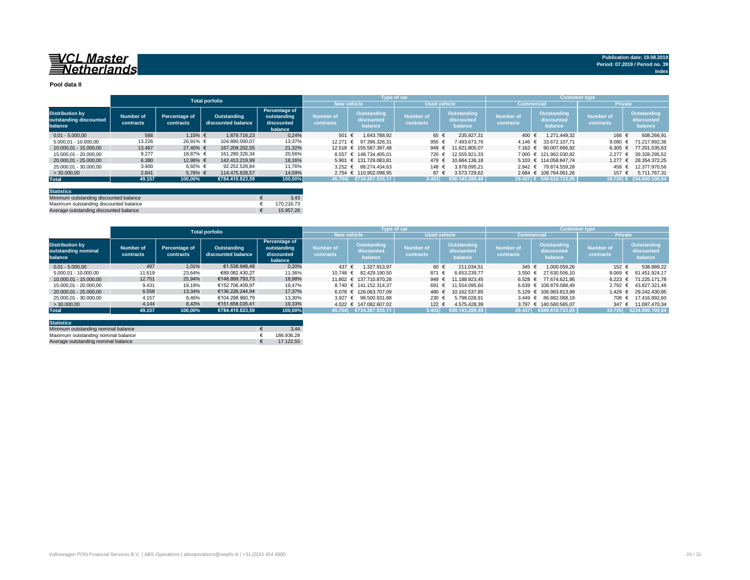VCL Master Netherlands

Publication date: 19.08.2019
Period: 07.2019 / Period no. 39
Index

**Pool data II**

| Distribution by outstanding discounted balance | Total porfolio | | | | Type of car | | | | Customer type | | | |
|---|---|---|---|---|---|---|---|---|---|---|---|---|
| | | | | | New vehicle | | Used vehicle | | Commercial | | Private | |
| | Number of contracts | Percentage of contracts | Outstanding discounted balance | Percentage of outstanding discounted balance | Number of contracts | Outstanding discounted balance | Number of contracts | Outstanding discounted balance | Number of contracts | Outstanding discounted balance | Number of contracts | Outstanding discounted balance |
| 0,01 - 5.000,00 | 566 | 1,15% | € 1.879.716,23 | 0,24% | 501 | € 1.643.788,92 | 65 | € 235.927,31 | 400 | € 1.271.449,32 | 166 | € 608.266,91 |
| 5.000,01 - 10.000,00 | 13.226 | 26,91% | € 104.890.000,07 | 13,37% | 12.271 | € 97.396.326,31 | 955 | € 7.493.673,76 | 4.146 | € 33.672.107,71 | 9.080 | € 71.217.892,36 |
| 10.000,01 - 15.000,00 | 13.467 | 27,40% | € 167.209.202,55 | 21,32% | 12.518 | € 155.587.397,48 | 949 | € 11.621.805,07 | 7.162 | € 90.007.666,92 | 6.305 | € 77.201.535,63 |
| 15.000,01 - 20.000,00 | 9.277 | 18,87% | € 161.290.326,34 | 20,56% | 8.557 | € 148.734.405,01 | 720 | € 12.555.921,33 | 7.000 | € 121.962.030,82 | 2.277 | € 39.328.295,52 |
| 20.000,01 - 25.000,00 | 6.380 | 12,98% | € 142.413.219,99 | 18,16% | 5.901 | € 131.729.083,81 | 479 | € 10.684.136,18 | 5.103 | € 114.058.847,74 | 1.277 | € 28.354.372,25 |
| 25.000,01 - 30.000,00 | 3.400 | 6,92% | € 92.252.529,84 | 11,76% | 3.252 | € 88.274.434,63 | 148 | € 3.978.095,21 | 2.942 | € 79.874.559,28 | 458 | € 12.377.970,56 |
| > 30.000,00 | 2.841 | 5,78% | € 114.475.828,57 | 14,59% | 2.754 | € 110.902.098,95 | 87 | € 3.573.729,62 | 2.684 | € 108.764.061,26 | 157 | € 5.711.767,31 |
| **Total** | **49.157** | **100,00%** | **€784.410.823,59** | **100,00%** | **45.754** | **€734.267.535,11** | **3.403** | **€50.143.288,48** | **29.437** | **€ 549.610.723,05** | **19.720** | **€ 234.800.100,54** |

| Statistics | | |
|---|---|---|
| Minimum outstanding discounted balance | € | 3,43 |
| Maximum outstanding discounted balance | € | 170.216,73 |
| Average outstanding discounted balance | € | 15.957,26 |

| Distribution by outstanding nominal balance | Total porfolio | | | | Type of car | | | | Customer type | | | |
|---|---|---|---|---|---|---|---|---|---|---|---|---|
| | | | | | New vehicle | | Used vehicle | | Commercial | | Private | |
| | Number of contracts | Percentage of contracts | Outstanding discounted balance | Percentage of outstanding discounted balance | Number of contracts | Outstanding discounted balance | Number of contracts | Outstanding discounted balance | Number of contracts | Outstanding discounted balance | Number of contracts | Outstanding discounted balance |
| 0,01 - 5.000,00 | 497 | 1,01% | €1.538.948,48 | 0,20% | 437 | € 1.327.913,97 | 60 | € 211.034,51 | 345 | € 1.000.059,26 | 152 | € 538.889,22 |
| 5.000,01 - 10.000,00 | 11.619 | 23,64% | €89.082.430,27 | 11,36% | 10.748 | € 82.429.190,50 | 871 | € 6.653.239,77 | 3.550 | € 27.630.506,10 | 8.069 | € 61.451.924,17 |
| 10.000,01 - 15.000,00 | 12.751 | 25,94% | €148.899.793,73 | 18,98% | 11.802 | € 137.710.870,28 | 949 | € 11.188.923,45 | 6.528 | € 77.674.621,95 | 6.223 | € 71.225.171,78 |
| 15.000,01 - 20.000,00 | 9.431 | 19,19% | €152.706.409,97 | 19,47% | 8.740 | € 141.152.314,37 | 691 | € 11.554.095,60 | 6.639 | € 108.879.088,49 | 2.792 | € 43.827.321,48 |
| 20.000,01 - 25.000,00 | 6.558 | 13,34% | €136.226.244,94 | 17,37% | 6.078 | € 126.063.707,09 | 480 | € 10.162.537,85 | 5.129 | € 106.983.813,99 | 1.429 | € 29.242.430,95 |
| 25.000,01 - 30.000,00 | 4.157 | 8,46% | €104.298.960,79 | 13,30% | 3.927 | € 98.500.931,88 | 230 | € 5.798.028,91 | 3.449 | € 86.882.068,19 | 708 | € 17.416.892,60 |
| > 30.000,00 | 4.144 | 8,43% | €151.658.035,41 | 19,33% | 4.022 | € 147.082.607,02 | 122 | € 4.575.428,39 | 3.797 | € 140.560.565,07 | 347 | € 11.097.470,34 |
| **Total** | **49.157** | **100,00%** | **€784.410.823,59** | **100,00%** | **45.754** | **€734.267.535,11** | **3.403** | **€50.143.288,48** | **29.437** | **€549.610.723,05** | **19.720** | **€234.800.100,54** |

| Statistics | | |
|---|---|---|
| Minimum outstanding nominal balance | € | 3,44 |
| Maximum outstanding nominal balance | € | 186.936,28 |
| Average outstanding nominal balance | € | 17.122,55 |

Volkswagen PON Financial Services B.V. | ABS Operations | absoperations@vwpfs.nl | +31 (0)33 454 9900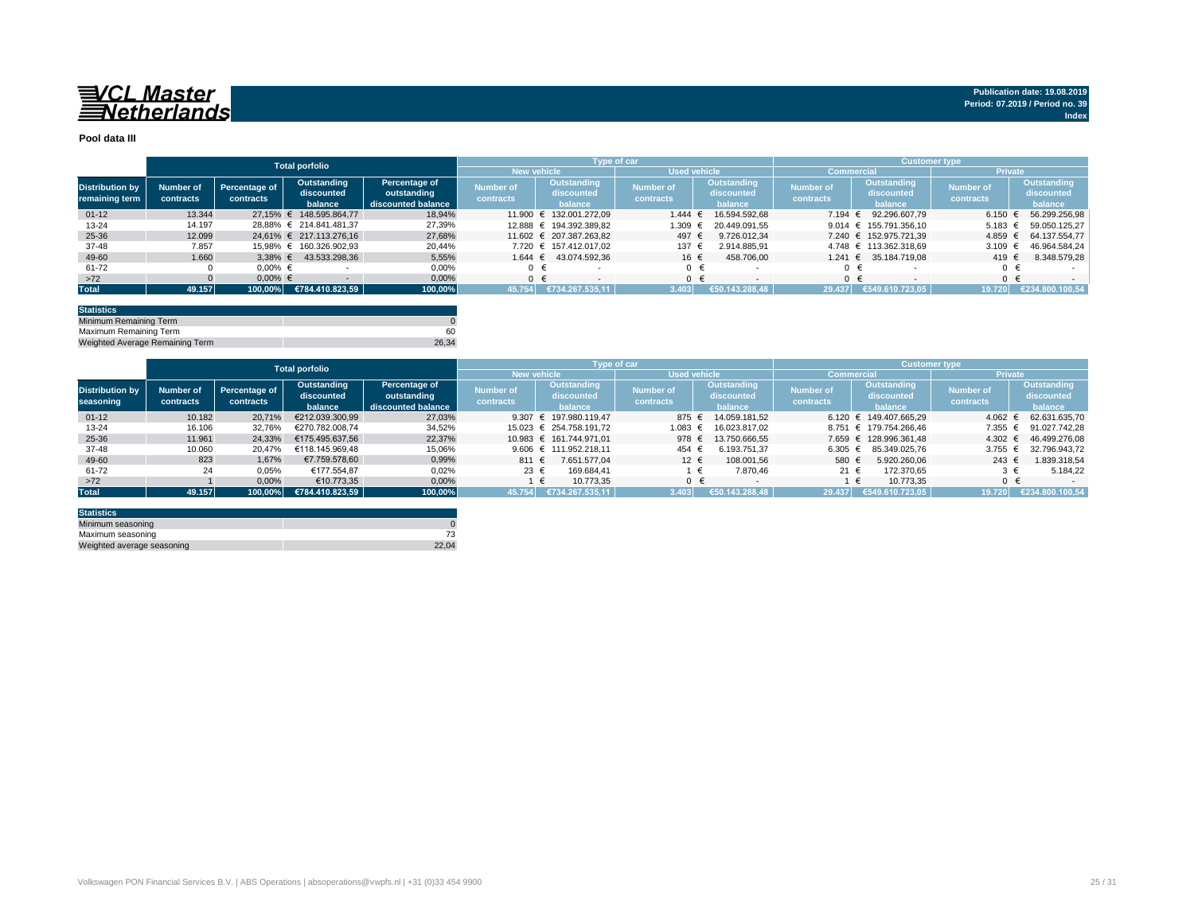**VCL Master Netherlands**

**Publication date: 19.08.2019**
**Period: 07.2019 / Period no. 39**
**Index**

## Pool data III

| Distribution by remaining term | Total porfolio | | | | Type of car | | | | Customer type | | | |
|---|---|---|---|---|---|---|---|---|---|---|---|---|
| | | | | | New vehicle | | Used vehicle | | Commercial | | Private | |
| | Number of contracts | Percentage of contracts | Outstanding discounted balance | Percentage of outstanding discounted balance | Number of contracts | Outstanding discounted balance | Number of contracts | Outstanding discounted balance | Number of contracts | Outstanding discounted balance | Number of contracts | Outstanding discounted balance |
| 01-12 | 13.344 | 27,15% | € 148.595.864,77 | 18,94% | 11.900 | € 132.001.272,09 | 1.444 | € 16.594.592,68 | 7.194 | € 92.296.607,79 | 6.150 | € 56.299.256,98 |
| 13-24 | 14.197 | 28,88% | € 214.841.481,37 | 27,39% | 12.888 | € 194.392.389,82 | 1.309 | € 20.449.091,55 | 9.014 | € 155.791.356,10 | 5.183 | € 59.050.125,27 |
| 25-36 | 12.099 | 24,61% | € 217.113.276,16 | 27,68% | 11.602 | € 207.387.263,82 | 497 | € 9.726.012,34 | 7.240 | € 152.975.721,39 | 4.859 | € 64.137.554,77 |
| 37-48 | 7.857 | 15,98% | € 160.326.902,93 | 20,44% | 7.720 | € 157.412.017,02 | 137 | € 2.914.885,91 | 4.748 | € 113.362.318,69 | 3.109 | € 46.964.584,24 |
| 49-60 | 1.660 | 3,38% | € 43.533.298,36 | 5,55% | 1.644 | € 43.074.592,36 | 16 | € 458.706,00 | 1.241 | € 35.184.719,08 | 419 | € 8.348.579,28 |
| 61-72 | 0 | 0,00% | € - | 0,00% | 0 | € - | 0 | € - | 0 | € - | 0 | € - |
| >72 | 0 | 0,00% | € - | 0,00% | 0 | € - | 0 | € - | 0 | € - | 0 | € - |
| **Total** | **49.157** | **100,00%** | **€784.410.823,59** | **100,00%** | **45.754** | **€734.267.535,11** | **3.403** | **€50.143.288,48** | **29.437** | **€549.610.723,05** | **19.720** | **€234.800.100,54** |

| Statistics | |
|---|---|
| Minimum Remaining Term | 0 |
| Maximum Remaining Term | 60 |
| Weighted Average Remaining Term | 26,34 |

| Distribution by seasoning | Total porfolio | | | | Type of car | | | | Customer type | | | |
|---|---|---|---|---|---|---|---|---|---|---|---|---|
| | | | | | New vehicle | | Used vehicle | | Commercial | | Private | |
| | Number of contracts | Percentage of contracts | Outstanding discounted balance | Percentage of outstanding discounted balance | Number of contracts | Outstanding discounted balance | Number of contracts | Outstanding discounted balance | Number of contracts | Outstanding discounted balance | Number of contracts | Outstanding discounted balance |
| 01-12 | 10.182 | 20,71% | €212.039.300,99 | 27,03% | 9.307 | € 197.980.119,47 | 875 | € 14.059.181,52 | 6.120 | € 149.407.665,29 | 4.062 | € 62.631.635,70 |
| 13-24 | 16.106 | 32,76% | €270.782.008,74 | 34,52% | 15.023 | € 254.758.191,72 | 1.083 | € 16.023.817,02 | 8.751 | € 179.754.266,46 | 7.355 | € 91.027.742,28 |
| 25-36 | 11.961 | 24,33% | €175.495.637,56 | 22,37% | 10.983 | € 161.744.971,01 | 978 | € 13.750.666,55 | 7.659 | € 128.996.361,48 | 4.302 | € 46.499.276,08 |
| 37-48 | 10.060 | 20,47% | €118.145.969,48 | 15,06% | 9.606 | € 111.952.218,11 | 454 | € 6.193.751,37 | 6.305 | € 85.349.025,76 | 3.755 | € 32.796.943,72 |
| 49-60 | 823 | 1,67% | €7.759.578,60 | 0,99% | 811 | € 7.651.577,04 | 12 | € 108.001,56 | 580 | € 5.920.260,06 | 243 | € 1.839.318,54 |
| 61-72 | 24 | 0,05% | €177.554,87 | 0,02% | 23 | € 169.684,41 | 1 | € 7.870,46 | 21 | € 172.370,65 | 3 | € 5.184,22 |
| >72 | 1 | 0,00% | €10.773,35 | 0,00% | 1 | € 10.773,35 | 0 | € - | 1 | € 10.773,35 | 0 | € - |
| **Total** | **49.157** | **100,00%** | **€784.410.823,59** | **100,00%** | **45.754** | **€734.267.535,11** | **3.403** | **€50.143.288,48** | **29.437** | **€549.610.723,05** | **19.720** | **€234.800.100,54** |

| Statistics | |
|---|---|
| Minimum seasoning | 0 |
| Maximum seasoning | 73 |
| Weighted average seasoning | 22,04 |

Volkswagen PON Financial Services B.V. | ABS Operations | absoperations@vwpfs.nl | +31 (0)33 454 9900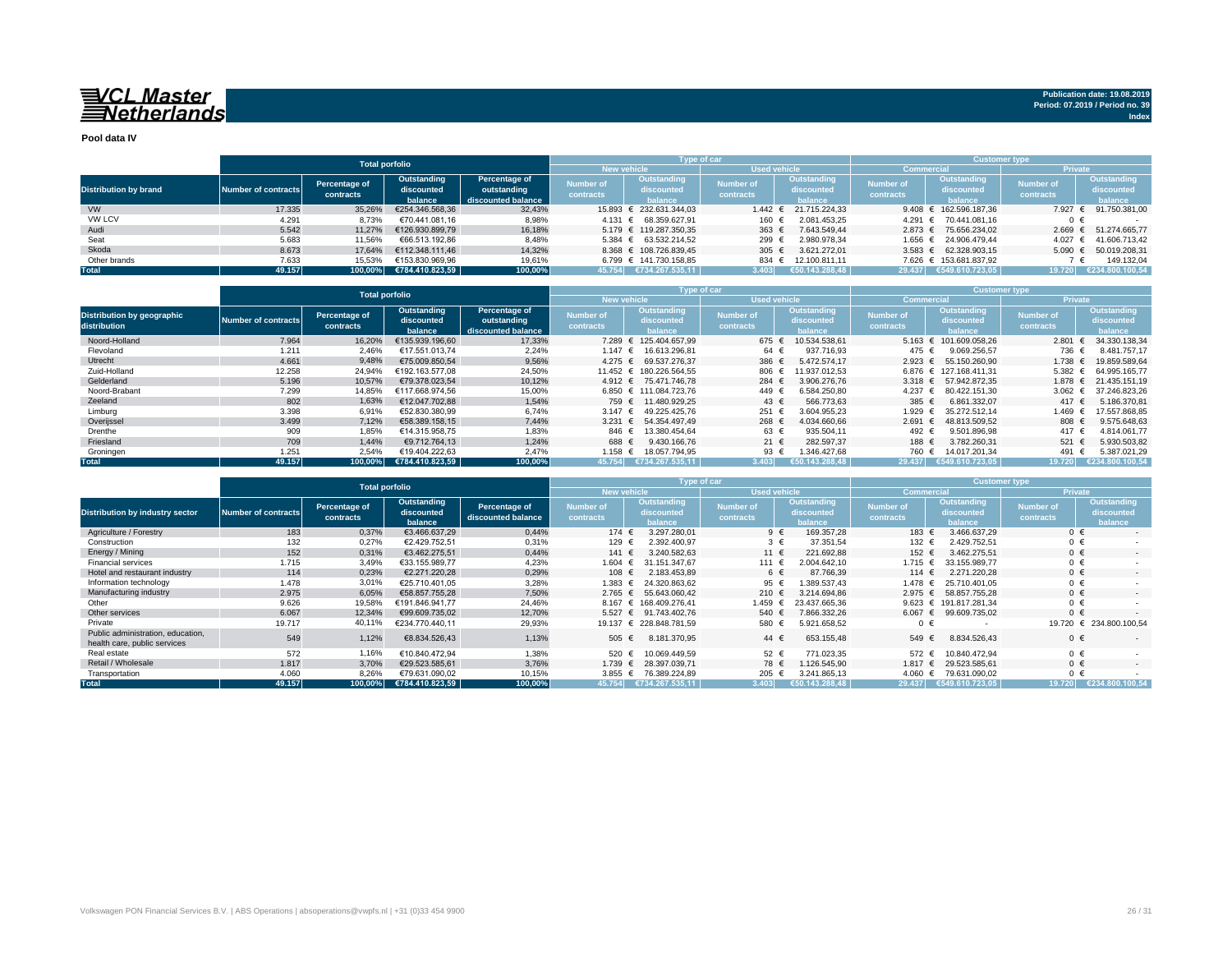**VCL Master Netherlands**

**Publication date: 19.08.2019**
**Period: 07.2019 / Period no. 39**
**Index**

## Pool data IV

| Distribution by brand | Total porfolio | | | | Type of car | | | | Customer type | | | |
|---|---|---|---|---|---|---|---|---|---|---|---|---|
| | | | | | New vehicle | | Used vehicle | | Commercial | | Private | |
| | Number of contracts | Percentage of contracts | Outstanding discounted balance | Percentage of outstanding discounted balance | Number of contracts | Outstanding discounted balance | Number of contracts | Outstanding discounted balance | Number of contracts | Outstanding discounted balance | Number of contracts | Outstanding discounted balance |
| VW | 17.335 | 35,26% | €254.346.568,36 | 32,43% | 15.893 | € 232.631.344,03 | 1.442 | € 21.715.224,33 | 9.408 | € 162.596.187,36 | 7.927 | € 91.750.381,00 |
| VW LCV | 4.291 | 8,73% | €70.441.081,16 | 8,98% | 4.131 | € 68.359.627,91 | 160 | € 2.081.453,25 | 4.291 | € 70.441.081,16 | 0 | € - |
| Audi | 5.542 | 11,27% | €126.930.899,79 | 16,18% | 5.179 | € 119.287.350,35 | 363 | € 7.643.549,44 | 2.873 | € 75.656.234,02 | 2.669 | € 51.274.665,77 |
| Seat | 5.683 | 11,56% | €66.513.192,86 | 8,48% | 5.384 | € 63.532.214,52 | 299 | € 2.980.978,34 | 1.656 | € 24.906.479,44 | 4.027 | € 41.606.713,42 |
| Skoda | 8.673 | 17,64% | €112.348.111,46 | 14,32% | 8.368 | € 108.726.839,45 | 305 | € 3.621.272,01 | 3.583 | € 62.328.903,15 | 5.090 | € 50.019.208,31 |
| Other brands | 7.633 | 15,53% | €153.830.969,96 | 19,61% | 6.799 | € 141.730.158,85 | 834 | € 12.100.811,11 | 7.626 | € 153.681.837,92 | 7 | € 149.132,04 |
| **Total** | **49.157** | **100,00%** | **€784.410.823,59** | **100,00%** | **45.754** | **€734.267.535,11** | **3.403** | **€50.143.288,48** | **29.437** | **€549.610.723,05** | **19.720** | **€234.800.100,54** |

| Distribution by geographic distribution | Total porfolio | | | | Type of car | | | | Customer type | | | |
|---|---|---|---|---|---|---|---|---|---|---|---|---|
| | | | | | New vehicle | | Used vehicle | | Commercial | | Private | |
| | Number of contracts | Percentage of contracts | Outstanding discounted balance | Percentage of outstanding discounted balance | Number of contracts | Outstanding discounted balance | Number of contracts | Outstanding discounted balance | Number of contracts | Outstanding discounted balance | Number of contracts | Outstanding discounted balance |
| Noord-Holland | 7.964 | 16,20% | €135.939.196,60 | 17,33% | 7.289 | € 125.404.657,99 | 675 | € 10.534.538,61 | 5.163 | € 101.609.058,26 | 2.801 | € 34.330.138,34 |
| Flevoland | 1.211 | 2,46% | €17.551.013,74 | 2,24% | 1.147 | € 16.613.296,81 | 64 | € 937.716,93 | 475 | € 9.069.256,57 | 736 | € 8.481.757,17 |
| Utrecht | 4.661 | 9,48% | €75.009.850,54 | 9,56% | 4.275 | € 69.537.276,37 | 386 | € 5.472.574,17 | 2.923 | € 55.150.260,90 | 1.738 | € 19.859.589,64 |
| Zuid-Holland | 12.258 | 24,94% | €192.163.577,08 | 24,50% | 11.452 | € 180.226.564,55 | 806 | € 11.937.012,53 | 6.876 | € 127.168.411,31 | 5.382 | € 64.995.165,77 |
| Gelderland | 5.196 | 10,57% | €79.378.023,54 | 10,12% | 4.912 | € 75.471.746,78 | 284 | € 3.906.276,76 | 3.318 | € 57.942.872,35 | 1.878 | € 21.435.151,19 |
| Noord-Brabant | 7.299 | 14,85% | €117.668.974,56 | 15,00% | 6.850 | € 111.084.723,76 | 449 | € 6.584.250,80 | 4.237 | € 80.422.151,30 | 3.062 | € 37.246.823,26 |
| Zeeland | 802 | 1,63% | €12.047.702,88 | 1,54% | 759 | € 11.480.929,25 | 43 | € 566.773,63 | 385 | € 6.861.332,07 | 417 | € 5.186.370,81 |
| Limburg | 3.398 | 6,91% | €52.830.380,99 | 6,74% | 3.147 | € 49.225.425,76 | 251 | € 3.604.955,23 | 1.929 | € 35.272.512,14 | 1.469 | € 17.557.868,85 |
| Overijssel | 3.499 | 7,12% | €58.389.158,15 | 7,44% | 3.231 | € 54.354.497,49 | 268 | € 4.034.660,66 | 2.691 | € 48.813.509,52 | 808 | € 9.575.648,63 |
| Drenthe | 909 | 1,85% | €14.315.958,75 | 1,83% | 846 | € 13.380.454,64 | 63 | € 935.504,11 | 492 | € 9.501.896,98 | 417 | € 4.814.061,77 |
| Friesland | 709 | 1,44% | €9.712.764,13 | 1,24% | 688 | € 9.430.166,76 | 21 | € 282.597,37 | 188 | € 3.782.260,31 | 521 | € 5.930.503,82 |
| Groningen | 1.251 | 2,54% | €19.404.222,63 | 2,47% | 1.158 | € 18.057.794,95 | 93 | € 1.346.427,68 | 760 | € 14.017.201,34 | 491 | € 5.387.021,29 |
| **Total** | **49.157** | **100,00%** | **€784.410.823,59** | **100,00%** | **45.754** | **€734.267.535,11** | **3.403** | **€50.143.288,48** | **29.437** | **€549.610.723,05** | **19.720** | **€234.800.100,54** |

| Distribution by industry sector | Total porfolio | | | | Type of car | | | | Customer type | | | |
|---|---|---|---|---|---|---|---|---|---|---|---|---|
| | | | | | New vehicle | | Used vehicle | | Commercial | | Private | |
| | Number of contracts | Percentage of contracts | Outstanding discounted balance | Percentage of discounted balance | Number of contracts | Outstanding discounted balance | Number of contracts | Outstanding discounted balance | Number of contracts | Outstanding discounted balance | Number of contracts | Outstanding discounted balance |
| Agriculture / Forestry | 183 | 0,37% | €3.466.637,29 | 0,44% | 174 | € 3.297.280,01 | 9 | € 169.357,28 | 183 | € 3.466.637,29 | 0 | € - |
| Construction | 132 | 0,27% | €2.429.752,51 | 0,31% | 129 | € 2.392.400,97 | 3 | € 37.351,54 | 132 | € 2.429.752,51 | 0 | € - |
| Energy / Mining | 152 | 0,31% | €3.462.275,51 | 0,44% | 141 | € 3.240.582,63 | 11 | € 221.692,88 | 152 | € 3.462.275,51 | 0 | € - |
| Financial services | 1.715 | 3,49% | €33.155.989,77 | 4,23% | 1.604 | € 31.151.347,67 | 111 | € 2.004.642,10 | 1.715 | € 33.155.989,77 | 0 | € - |
| Hotel and restaurant industry | 114 | 0,23% | €2.271.220,28 | 0,29% | 108 | € 2.183.453,89 | 6 | € 87.766,39 | 114 | € 2.271.220,28 | 0 | € - |
| Information technology | 1.478 | 3,01% | €25.710.401,05 | 3,28% | 1.383 | € 24.320.863,62 | 95 | € 1.389.537,43 | 1.478 | € 25.710.401,05 | 0 | € - |
| Manufacturing industry | 2.975 | 6,05% | €58.857.755,28 | 7,50% | 2.765 | € 55.643.060,42 | 210 | € 3.214.694,86 | 2.975 | € 58.857.755,28 | 0 | € - |
| Other | 9.626 | 19,58% | €191.846.941,77 | 24,46% | 8.167 | € 168.409.276,41 | 1.459 | € 23.437.665,36 | 9.623 | € 191.817.281,34 | 0 | € - |
| Other services | 6.067 | 12,34% | €99.609.735,02 | 12,70% | 5.527 | € 91.743.402,76 | 540 | € 7.866.332,26 | 6.067 | € 99.609.735,02 | 0 | € - |
| Private | 19.717 | 40,11% | €234.770.440,11 | 29,93% | 19.137 | € 228.848.781,59 | 580 | € 5.921.658,52 | 0 | € - | 19.720 | € 234.800.100,54 |
| Public administration, education, health care, public services | 549 | 1,12% | €8.834.526,43 | 1,13% | 505 | € 8.181.370,95 | 44 | € 653.155,48 | 549 | € 8.834.526,43 | 0 | € - |
| Real estate | 572 | 1,16% | €10.840.472,94 | 1,38% | 520 | € 10.069.449,59 | 52 | € 771.023,35 | 572 | € 10.840.472,94 | 0 | € - |
| Retail / Wholesale | 1.817 | 3,70% | €29.523.585,61 | 3,76% | 1.739 | € 28.397.039,71 | 78 | € 1.126.545,90 | 1.817 | € 29.523.585,61 | 0 | € - |
| Transportation | 4.060 | 8,26% | €79.631.090,02 | 10,15% | 3.855 | € 76.389.224,89 | 205 | € 3.241.865,13 | 4.060 | € 79.631.090,02 | 0 | € - |
| **Total** | **49.157** | **100,00%** | **€784.410.823,59** | **100,00%** | **45.754** | **€734.267.535,11** | **3.403** | **€50.143.288,48** | **29.437** | **€549.610.723,05** | **19.720** | **€234.800.100,54** |

Volkswagen PON Financial Services B.V. | ABS Operations | absoperations@vwpfs.nl | +31 (0)33 454 9900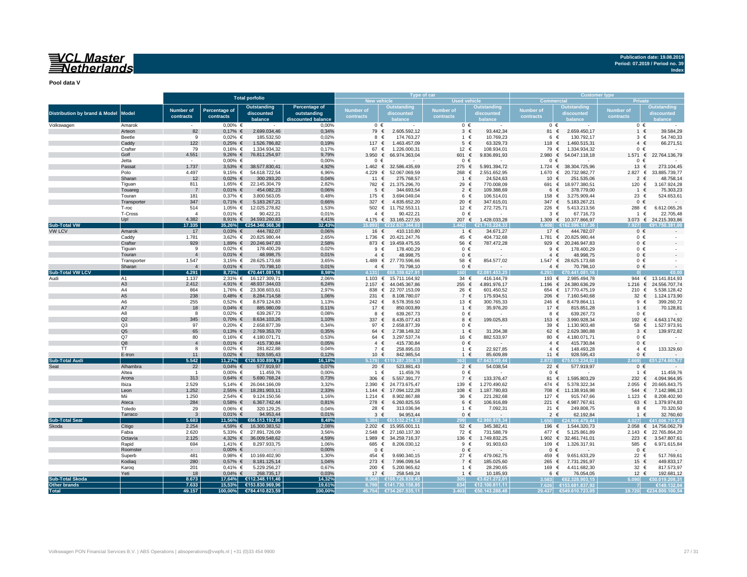**VCL Master Netherlands**

Publication date: 19.08.2019
Period: 07.2019 / Period no. 39
Index

**Pool data V**

| Distribution by brand & Model | Model | Total porfolio | | | | Type of car | | | | Customer type | | | |
|---|---|---|---|---|---|---|---|---|---|---|---|---|---|
| | | | | | | New vehicle | | Used vehicle | | Commercial | | Private | |
| | | Number of contracts | Percentage of contracts | Outstanding discounted balance | Percentage of outstanding discounted balance | Number of contracts | Outstanding discounted balance | Number of contracts | Outstanding discounted balance | Number of contracts | Outstanding discounted balance | Number of contracts | Outstanding discounted balance |
| Volkswagen | Amarok | - | 0,00% | € - | 0,00% | 0 | € - | 0 | € - | 0 | € - | 0 | € - |
| | Arteon | 82 | 0,17% | € 2.699.034,46 | 0,34% | 79 | € 2.605.592,12 | 3 | € 93.442,34 | 81 | € 2.659.450,17 | 1 | € 39.584,29 |
| | Beetle | 9 | 0,02% | € 185.532,50 | 0,02% | 8 | € 174.763,27 | 1 | € 10.769,23 | 6 | € 130.792,17 | 3 | € 54.740,33 |
| | Caddy | 122 | 0,25% | € 1.526.786,82 | 0,19% | 117 | € 1.463.457,09 | 5 | € 63.329,73 | 118 | € 1.460.515,31 | 4 | € 66.271,51 |
| | Crafter | 79 | 0,16% | € 1.334.934,32 | 0,17% | 67 | € 1.226.000,31 | 12 | € 108.934,01 | 79 | € 1.334.934,32 | 0 | € - |
| | Golf | 4.551 | 9,26% | € 76.811.254,97 | 9,79% | 3.950 | € 66.974.363,04 | 601 | € 9.836.891,93 | 2.980 | € 54.047.118,18 | 1.571 | € 22.764.136,79 |
| | Jetta | - | 0,00% | € - | 0,00% | 0 | € - | 0 | € - | 0 | € - | 0 | € - |
| | Passat | 1.737 | 3,53% | € 38.577.830,41 | 4,92% | 1.462 | € 32.586.435,69 | 275 | € 5.991.394,72 | 1.724 | € 38.304.725,96 | 13 | € 273.104,45 |
| | Polo | 4.497 | 9,15% | € 54.618.722,54 | 6,96% | 4.229 | € 52.067.069,59 | 268 | € 2.551.652,95 | 1.670 | € 20.732.982,77 | 2.827 | € 33.885.739,77 |
| | Sharan | 12 | 0,02% | € 300.293,20 | 0,04% | 11 | € 275.768,57 | 1 | € 24.524,63 | 10 | € 251.535,06 | 2 | € 48.758,14 |
| | Tiguan | 811 | 1,65% | € 22.145.304,79 | 2,82% | 782 | € 21.375.296,70 | 29 | € 770.008,09 | 691 | € 18.977.380,51 | 120 | € 3.167.924,28 |
| | Touareg | 7 | 0,01% | € 454.082,23 | 0,06% | 5 | € 344.693,54 | 2 | € 109.388,69 | 6 | € 378.779,00 | 1 | € 75.303,23 |
| | Touran | 181 | 0,37% | € 3.800.563,05 | 0,48% | 175 | € 3.694.049,04 | 6 | € 106.514,01 | 158 | € 3.275.909,44 | 23 | € 524.653,61 |
| | Transporter | 347 | 0,71% | € 5.183.267,21 | 0,66% | 327 | € 4.835.652,20 | 20 | € 347.615,01 | 347 | € 5.183.267,21 | 0 | € - |
| | T-roc | 514 | 1,05% | € 12.025.278,82 | 1,53% | 502 | € 11.752.553,11 | 12 | € 272.725,71 | 226 | € 5.413.213,56 | 288 | € 6.612.065,26 |
| | T-Cross | 4 | 0,01% | € 90.422,21 | 0,01% | 4 | € 90.422,21 | 0 | € - | 3 | € 67.716,73 | 1 | € 22.705,48 |
| | Up! | 4.382 | 8,91% | € 34.593.260,83 | 4,41% | 4.175 | € 33.165.227,55 | 207 | € 1.428.033,28 | 1.309 | € 10.377.866,97 | 3.073 | € 24.215.393,86 |
| **Sub-Total VW** | | **17.335** | **35,26%** | **€254.346.568,36** | **32,43%** | **15.893** | **€232.631.344,03** | **1.442** | **€21.715.224,33** | **9.408** | **€162.596.187,36** | **7.927** | **€91.750.381,00** |
| VW LCV | Amarok | 17 | 0,03% | € 444.782,07 | 0,06% | 16 | € 410.110,80 | 1 | € 34.671,27 | 17 | € 444.782,07 | 0 | € - |
| | Caddy | 1.781 | 3,62% | € 20.825.980,44 | 2,65% | 1.736 | € 20.421.247,76 | 45 | € 404.732,68 | 1.781 | € 20.825.980,44 | 0 | € - |
| | Crafter | 929 | 1,89% | € 20.246.947,83 | 2,58% | 873 | € 19.459.475,55 | 56 | € 787.472,28 | 929 | € 20.246.947,83 | 0 | € - |
| | Tiguan | 9 | 0,02% | € 178.400,29 | 0,02% | 9 | € 178.400,29 | 0 | € - | 9 | € 178.400,29 | 0 | € - |
| | Touran | 4 | 0,01% | € 48.998,75 | 0,01% | 4 | € 48.998,75 | 0 | € - | 4 | € 48.998,75 | 0 | € - |
| | Transporter | 1.547 | 3,15% | € 28.625.173,68 | 3,65% | 1.489 | € 27.770.596,66 | 58 | € 854.577,02 | 1.547 | € 28.625.173,68 | 0 | € - |
| | Sharan | 4 | 0,01% | € 70.798,10 | 0,01% | 4 | € 70.798,10 | 0 | € - | 4 | € 70.798,10 | 0 | € - |
| **Sub-Total VW LCV** | | **4.291** | **8,73%** | **€70.441.081,16** | **8,98%** | **4.131** | **€68.359.627,91** | **160** | **€2.081.453,25** | **4.291** | **€70.441.081,16** | **0** | **€0,00** |
| Audi | A1 | 1.137 | 2,31% | € 16.127.309,71 | 2,06% | 1.103 | € 15.711.164,92 | 34 | € 416.144,79 | 193 | € 2.985.494,78 | 944 | € 13.141.814,93 |
| | A3 | 2.412 | 4,91% | € 48.937.344,03 | 6,24% | 2.157 | € 44.045.367,86 | 255 | € 4.891.976,17 | 1.196 | € 24.380.636,29 | 1.216 | € 24.556.707,74 |
| | A4 | 864 | 1,76% | € 23.308.603,61 | 2,97% | 838 | € 22.707.153,09 | 26 | € 601.450,52 | 654 | € 17.770.475,19 | 210 | € 5.538.128,42 |
| | A5 | 238 | 0,48% | € 8.284.714,58 | 1,06% | 231 | € 8.108.780,07 | 7 | € 175.934,51 | 206 | € 7.160.540,68 | 32 | € 1.124.173,90 |
| | A6 | 255 | 0,52% | € 8.879.124,83 | 1,13% | 242 | € 8.578.359,50 | 13 | € 300.765,33 | 246 | € 8.479.864,11 | 9 | € 399.260,72 |
| | A7 | 18 | 0,04% | € 885.980,09 | 0,11% | 17 | € 850.003,89 | 1 | € 35.976,20 | 17 | € 815.851,28 | 1 | € 70.128,81 |
| | A8 | 8 | 0,02% | € 639.267,73 | 0,08% | 8 | € 639.267,73 | 0 | € - | 8 | € 639.267,73 | 0 | € - |
| | Q2 | 345 | 0,70% | € 8.634.103,26 | 1,10% | 337 | € 8.435.077,43 | 8 | € 199.025,83 | 153 | € 3.990.928,34 | 192 | € 4.643.174,92 |
| | Q3 | 97 | 0,20% | € 2.658.877,39 | 0,34% | 97 | € 2.658.877,39 | 0 | € - | 39 | € 1.130.903,48 | 58 | € 1.527.973,91 |
| | Q5 | 65 | 0,13% | € 2.769.353,70 | 0,35% | 64 | € 2.738.149,32 | 1 | € 31.204,38 | 62 | € 2.629.380,88 | 3 | € 139.972,82 |
| | Q7 | 80 | 0,16% | € 4.180.071,71 | 0,53% | 64 | € 3.297.537,74 | 16 | € 882.533,97 | 80 | € 4.180.071,71 | 0 | € - |
| | Q8 | 4 | 0,01% | € 415.730,84 | 0,05% | 4 | € 415.730,84 | 0 | € - | 4 | € 415.730,84 | 0 | € - |
| | TT | 8 | 0,02% | € 281.822,88 | 0,04% | 7 | € 258.895,03 | 1 | € 22.927,85 | 4 | € 148.493,28 | 4 | € 133.329,60 |
| | E-tron | 11 | 0,02% | € 928.595,43 | 0,12% | 10 | € 842.985,54 | 1 | € 85.609,89 | 11 | € 928.595,43 | 0 | € - |
| **Sub-Total Audi** | | **5.542** | **11,27%** | **€126.930.899,79** | **16,18%** | **5.179** | **€119.287.350,35** | **363** | **€7.643.549,44** | **2.873** | **€75.656.234,02** | **2.669** | **€51.274.665,77** |
| Seat | Alhambra | 22 | 0,04% | € 577.919,97 | 0,07% | 20 | € 523.881,43 | 2 | € 54.038,54 | 22 | € 577.919,97 | 0 | € - |
| | Altea | 1 | 0,00% | € 11.459,76 | 0,00% | 1 | € 11.459,76 | 0 | € - | 0 | € - | 1 | € 11.459,76 |
| | Arona | 313 | 0,64% | € 5.690.768,24 | 0,73% | 306 | € 5.557.391,77 | 7 | € 133.376,47 | 81 | € 1.595.803,29 | 232 | € 4.094.964,95 |
| | Ibiza | 2.529 | 5,14% | € 26.044.166,09 | 3,32% | 2.390 | € 24.773.675,47 | 139 | € 1.270.490,62 | 474 | € 5.378.322,34 | 2.055 | € 20.665.843,75 |
| | Leon | 1.252 | 2,55% | € 18.281.903,11 | 2,33% | 1.144 | € 17.094.122,28 | 108 | € 1.187.780,83 | 708 | € 11.138.916,98 | 544 | € 7.142.986,13 |
| | Mii | 1.250 | 2,54% | € 9.124.150,56 | 1,16% | 1.214 | € 8.902.867,88 | 36 | € 221.282,68 | 127 | € 915.747,66 | 1.123 | € 8.208.402,90 |
| | Ateca | 284 | 0,58% | € 6.367.742,44 | 0,81% | 278 | € 6.260.825,55 | 6 | € 106.916,89 | 221 | € 4.987.767,61 | 63 | € 1.379.974,83 |
| | Toledo | 29 | 0,06% | € 320.129,25 | 0,04% | 28 | € 313.036,94 | 1 | € 7.092,31 | 21 | € 249.808,75 | 8 | € 70.320,50 |
| | Tarraco | 3 | 0,01% | € 94.953,44 | 0,01% | 3 | € 94.953,44 | 0 | € - | 2 | € 62.192,84 | 1 | € 32.760,60 |
| **Sub-Total Seat** | | **5.683** | **11,56%** | **€66.513.192,86** | **8,48%** | **5.384** | **€63.532.214,52** | **299** | **€2.980.978,34** | **1.656** | **€24.906.479,44** | **4.027** | **€41.606.713,42** |
| Skoda | Citigo | 2.254 | 4,59% | € 16.300.383,52 | 2,08% | 2.202 | € 15.955.001,11 | 52 | € 345.382,41 | 196 | € 1.544.320,73 | 2.058 | € 14.756.062,79 |
| | Fabia | 2.620 | 5,33% | € 27.891.726,09 | 3,56% | 2.548 | € 27.160.137,30 | 72 | € 731.588,79 | 477 | € 5.125.861,89 | 2.143 | € 22.765.864,20 |
| | Octavia | 2.125 | 4,32% | € 36.009.548,62 | 4,59% | 1.989 | € 34.259.716,37 | 136 | € 1.749.832,25 | 1.902 | € 32.461.741,01 | 223 | € 3.547.807,61 |
| | Rapid | 694 | 1,41% | € 8.297.933,75 | 1,06% | 685 | € 8.206.030,12 | 9 | € 91.903,63 | 109 | € 1.326.317,91 | 585 | € 6.971.615,84 |
| | Roomster | - | 0,00% | € - | 0,00% | 0 | € - | 0 | € - | 0 | € - | 0 | € - |
| | Superb | 481 | 0,98% | € 10.169.402,90 | 1,30% | 454 | € 9.690.340,15 | 27 | € 479.062,75 | 459 | € 9.651.633,29 | 22 | € 517.769,61 |
| | Kodiaq | 280 | 0,57% | € 8.181.125,14 | 1,04% | 273 | € 7.996.099,54 | 7 | € 185.025,60 | 265 | € 7.731.291,97 | 15 | € 449.833,17 |
| | Karoq | 201 | 0,41% | € 5.229.256,27 | 0,67% | 200 | € 5.200.965,62 | 1 | € 28.290,65 | 169 | € 4.411.682,30 | 32 | € 817.573,97 |
| | Yeti | 18 | 0,04% | € 268.735,17 | 0,03% | 17 | € 258.549,24 | 1 | € 10.185,93 | 6 | € 76.054,05 | 12 | € 192.681,12 |
| **Sub-Total Skoda** | | **8.673** | **17,64%** | **€112.348.111,46** | **14,32%** | **8.368** | **€108.726.839,45** | **305** | **€3.621.272,01** | **3.583** | **€62.328.903,15** | **5.090** | **€50.019.208,31** |
| **Other brands** | | **7.633** | **15,53%** | **€153.830.969,96** | **19,61%** | **6.799** | **€141.730.158,85** | **834** | **€12.100.811,11** | **7.626** | **€153.681.837,92** | **7** | **€149.132,04** |
| **Total** | | **49.157** | **100,00%** | **€784.410.823,59** | **100,00%** | **45.754** | **€734.267.535,11** | **3.403** | **€50.143.288,48** | **29.437** | **€549.610.723,05** | **19.720** | **€234.800.100,54** |

Volkswagen PON Financial Services B.V. | ABS Operations | absoperations@vwpfs.nl | +31 (0)33 454 9900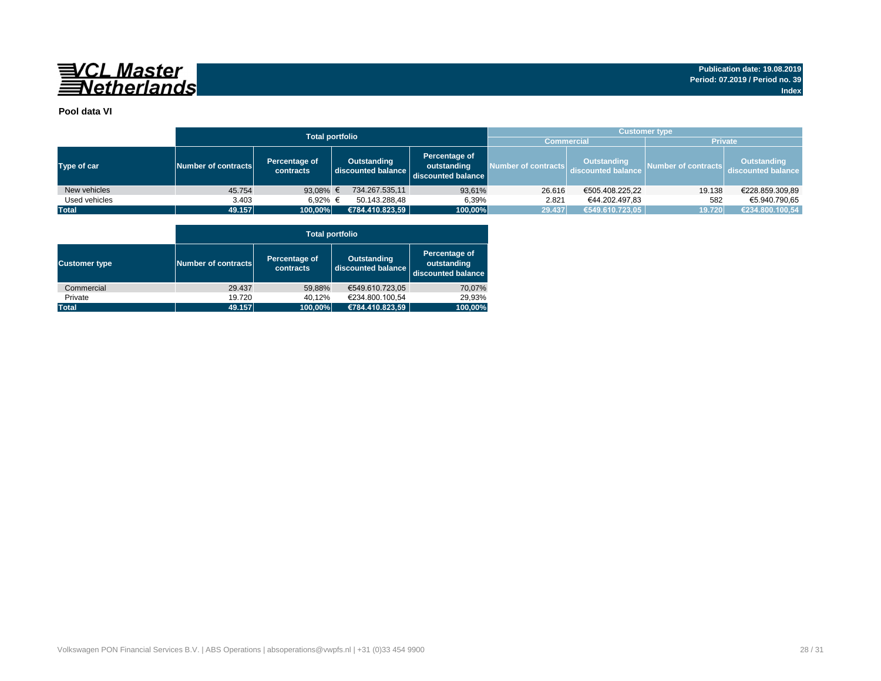VCL Master Netherlands

Publication date: 19.08.2019
Period: 07.2019 / Period no. 39
Index

**Pool data VI**

| | Total portfolio | | | | Customer type | | | |
|---|---|---|---|---|---|---|---|---|
| | | | | | Commercial | | Private | |
| Type of car | Number of contracts | Percentage of contracts | Outstanding discounted balance | Percentage of outstanding discounted balance | Number of contracts | Outstanding discounted balance | Number of contracts | Outstanding discounted balance |
| New vehicles | 45.754 | 93,08% | € 734.267.535,11 | 93,61% | 26.616 | €505.408.225,22 | 19.138 | €228.859.309,89 |
| Used vehicles | 3.403 | 6,92% | € 50.143.288,48 | 6,39% | 2.821 | €44.202.497,83 | 582 | €5.940.790,65 |
| Total | 49.157 | 100,00% | €784.410.823,59 | 100,00% | 29.437 | €549.610.723,05 | 19.720 | €234.800.100,54 |

| | Total portfolio | | | |
|---|---|---|---|---|
| Customer type | Number of contracts | Percentage of contracts | Outstanding discounted balance | Percentage of outstanding discounted balance |
| Commercial | 29.437 | 59,88% | €549.610.723,05 | 70,07% |
| Private | 19.720 | 40,12% | €234.800.100,54 | 29,93% |
| Total | 49.157 | 100,00% | €784.410.823,59 | 100,00% |

Volkswagen PON Financial Services B.V. | ABS Operations | absoperations@vwpfs.nl | +31 (0)33 454 9900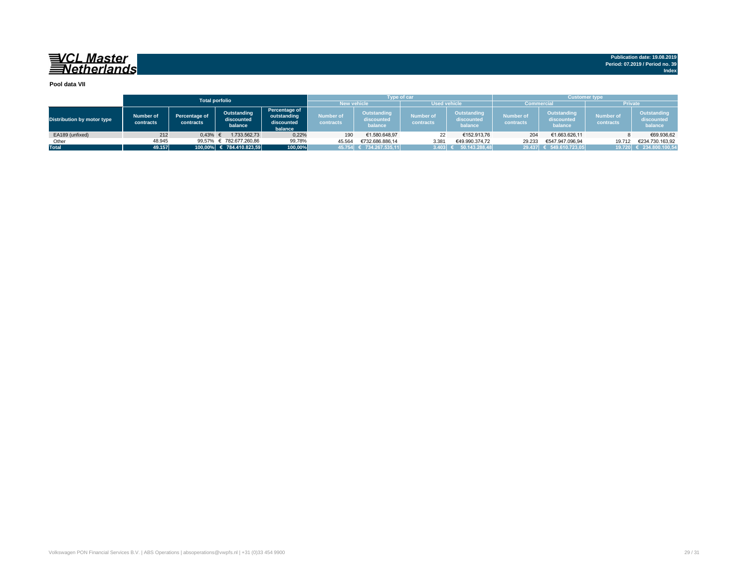VCL Master Netherlands

Publication date: 19.08.2019
Period: 07.2019 / Period no. 39
Index

**Pool data VII**

| Distribution by motor type | Total porfolio | | | | Type of car | | | | Customer type | | | |
|---|---|---|---|---|---|---|---|---|---|---|---|---|
| | | | | | New vehicle | | Used vehicle | | Commercial | | Private | |
| | Number of contracts | Percentage of contracts | Outstanding discounted balance | Percentage of outstanding discounted balance | Number of contracts | Outstanding discounted balance | Number of contracts | Outstanding discounted balance | Number of contracts | Outstanding discounted balance | Number of contracts | Outstanding discounted balance |
| EA189 (unfixed) | 212 | 0,43% | € 1.733.562,73 | 0,22% | 190 | €1.580.648,97 | 22 | €152.913,76 | 204 | €1.663.626,11 | 8 | €69.936,62 |
| Other | 48.945 | 99,57% | € 782.677.260,86 | 99,78% | 45.564 | €732.686.886,14 | 3.381 | €49.990.374,72 | 29.233 | €547.947.096,94 | 19.712 | €234.730.163,92 |
| **Total** | **49.157** | **100,00%** | **€ 784.410.823,59** | **100,00%** | **45.754** | **€ 734.267.535,11** | **3.403** | **€ 50.143.288,48** | **29.437** | **€ 549.610.723,05** | **19.720** | **€ 234.800.100,54** |

Volkswagen PON Financial Services B.V. | ABS Operations | absoperations@vwpfs.nl | +31 (0)33 454 9900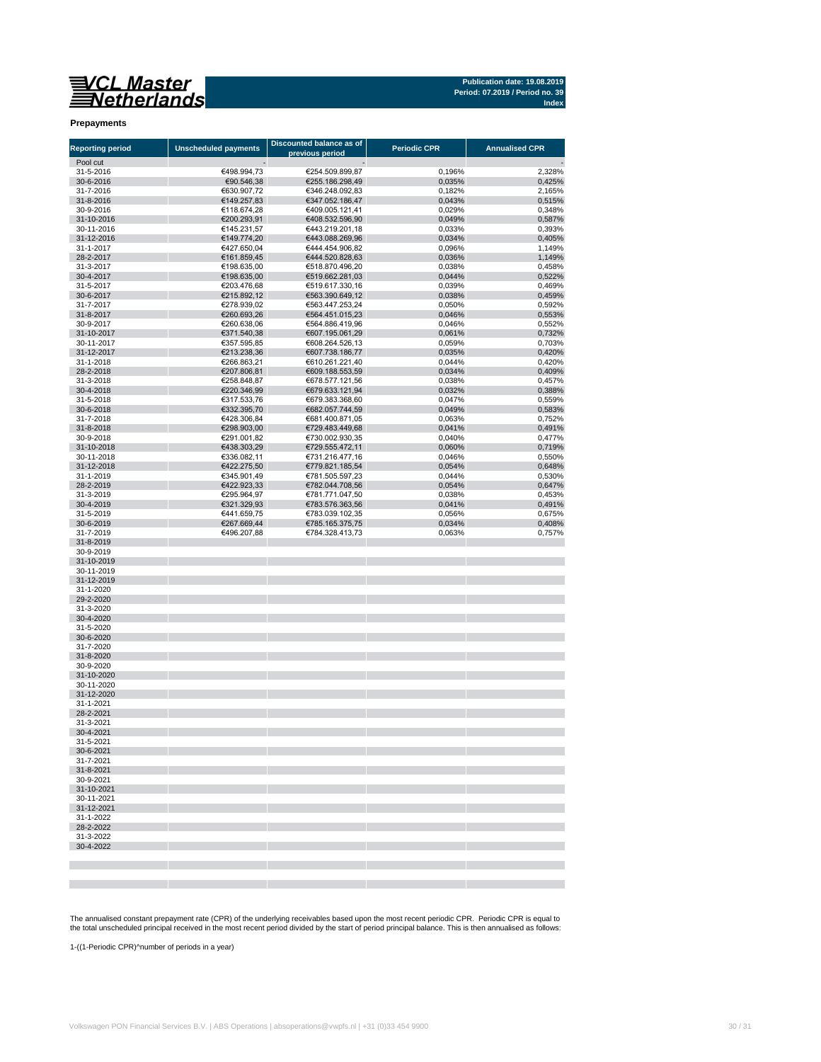VCL Master Netherlands

Publication date: 19.08.2019
Period: 07.2019 / Period no. 39
Index

**Prepayments**

| Reporting period | Unscheduled payments | Discounted balance as of previous period | Periodic CPR | Annualised CPR |
|---|---|---|---|---|
| Pool cut | - | - | | - |
| 31-5-2016 | €498.994,73 | €254.509.899,87 | 0,196% | 2,328% |
| 30-6-2016 | €90.546,38 | €255.186.298,49 | 0,035% | 0,425% |
| 31-7-2016 | €630.907,72 | €346.248.092,83 | 0,182% | 2,165% |
| 31-8-2016 | €149.257,83 | €347.052.186,47 | 0,043% | 0,515% |
| 30-9-2016 | €118.674,28 | €409.005.121,41 | 0,029% | 0,348% |
| 31-10-2016 | €200.293,91 | €408.532.596,90 | 0,049% | 0,587% |
| 30-11-2016 | €145.231,57 | €443.219.201,18 | 0,033% | 0,393% |
| 31-12-2016 | €149.774,20 | €443.088.269,96 | 0,034% | 0,405% |
| 31-1-2017 | €427.650,04 | €444.454.906,82 | 0,096% | 1,149% |
| 28-2-2017 | €161.859,45 | €444.520.828,63 | 0,036% | 1,149% |
| 31-3-2017 | €198.635,00 | €518.870.496,20 | 0,038% | 0,458% |
| 30-4-2017 | €198.635,00 | €519.662.281,03 | 0,044% | 0,522% |
| 31-5-2017 | €203.476,68 | €519.617.330,16 | 0,039% | 0,469% |
| 30-6-2017 | €215.892,12 | €563.390.649,12 | 0,038% | 0,459% |
| 31-7-2017 | €278.939,02 | €563.447.253,24 | 0,050% | 0,592% |
| 31-8-2017 | €260.693,26 | €564.451.015,23 | 0,046% | 0,553% |
| 30-9-2017 | €260.638,06 | €564.886.419,96 | 0,046% | 0,552% |
| 31-10-2017 | €371.540,38 | €607.195.061,29 | 0,061% | 0,732% |
| 30-11-2017 | €357.595,85 | €608.264.526,13 | 0,059% | 0,703% |
| 31-12-2017 | €213.238,36 | €607.738.186,77 | 0,035% | 0,420% |
| 31-1-2018 | €266.863,21 | €610.261.221,40 | 0,044% | 0,420% |
| 28-2-2018 | €207.806,81 | €609.188.553,59 | 0,034% | 0,409% |
| 31-3-2018 | €258.848,87 | €678.577.121,56 | 0,038% | 0,457% |
| 30-4-2018 | €220.346,99 | €679.633.121,94 | 0,032% | 0,388% |
| 31-5-2018 | €317.533,76 | €679.383.368,60 | 0,047% | 0,559% |
| 30-6-2018 | €332.395,70 | €682.057.744,59 | 0,049% | 0,583% |
| 31-7-2018 | €428.306,84 | €681.400.871,05 | 0,063% | 0,752% |
| 31-8-2018 | €298.903,00 | €729.483.449,68 | 0,041% | 0,491% |
| 30-9-2018 | €291.001,82 | €730.002.930,35 | 0,040% | 0,477% |
| 31-10-2018 | €438.303,29 | €729.555.472,11 | 0,060% | 0,719% |
| 30-11-2018 | €336.082,11 | €731.216.477,16 | 0,046% | 0,550% |
| 31-12-2018 | €422.275,50 | €779.821.185,54 | 0,054% | 0,648% |
| 31-1-2019 | €345.901,49 | €781.505.597,23 | 0,044% | 0,530% |
| 28-2-2019 | €422.923,33 | €782.044.708,56 | 0,054% | 0,647% |
| 31-3-2019 | €295.964,97 | €781.771.047,50 | 0,038% | 0,453% |
| 30-4-2019 | €321.329,93 | €783.576.363,56 | 0,041% | 0,491% |
| 31-5-2019 | €441.659,75 | €783.039.102,35 | 0,056% | 0,675% |
| 30-6-2019 | €267.669,44 | €785.165.375,75 | 0,034% | 0,408% |
| 31-7-2019 | €496.207,88 | €784.328.413,73 | 0,063% | 0,757% |
| 31-8-2019 | | | | |
| 30-9-2019 | | | | |
| 31-10-2019 | | | | |
| 30-11-2019 | | | | |
| 31-12-2019 | | | | |
| 31-1-2020 | | | | |
| 29-2-2020 | | | | |
| 31-3-2020 | | | | |
| 30-4-2020 | | | | |
| 31-5-2020 | | | | |
| 30-6-2020 | | | | |
| 31-7-2020 | | | | |
| 31-8-2020 | | | | |
| 30-9-2020 | | | | |
| 31-10-2020 | | | | |
| 30-11-2020 | | | | |
| 31-12-2020 | | | | |
| 31-1-2021 | | | | |
| 28-2-2021 | | | | |
| 31-3-2021 | | | | |
| 30-4-2021 | | | | |
| 31-5-2021 | | | | |
| 30-6-2021 | | | | |
| 31-7-2021 | | | | |
| 31-8-2021 | | | | |
| 30-9-2021 | | | | |
| 31-10-2021 | | | | |
| 30-11-2021 | | | | |
| 31-12-2021 | | | | |
| 31-1-2022 | | | | |
| 28-2-2022 | | | | |
| 31-3-2022 | | | | |
| 30-4-2022 | | | | |

The annualised constant prepayment rate (CPR) of the underlying receivables based upon the most recent periodic CPR. Periodic CPR is equal to the total unscheduled principal received in the most recent period divided by the start of period principal balance. This is then annualised as follows:

1-((1-Periodic CPR)^number of periods in a year)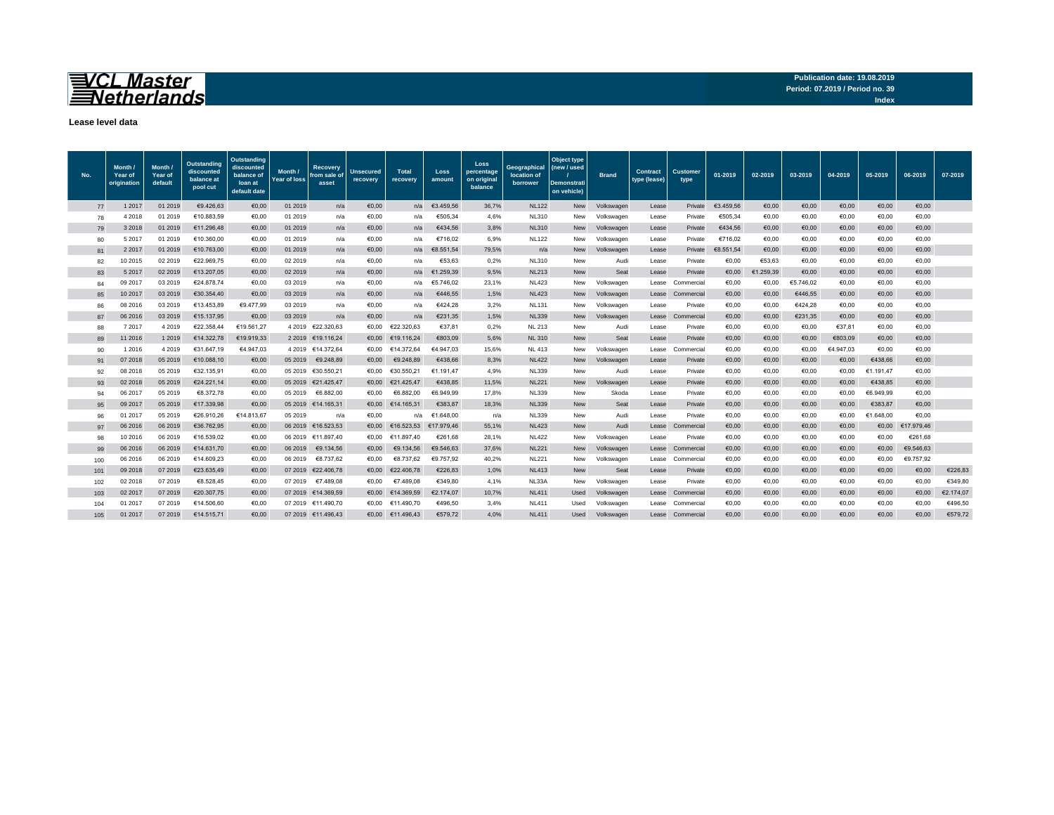**VCL Master Netherlands**

Publication date: 19.08.2019
Period: 07.2019 / Period no. 39
Index

**Lease level data**

| No. | Month / Year of origination | Month / Year of default | Outstanding discounted balance at pool cut | Outstanding discounted balance of loan at default date | Month / Year of loss | Recovery from sale of asset | Unsecured recovery | Total recovery | Loss amount | Loss percentage on original balance | Geographical location of borrower | Object type (new / used / Demonstration vehicle) | Brand | Contract type (lease) | Customer type | 01-2019 | 02-2019 | 03-2019 | 04-2019 | 05-2019 | 06-2019 | 07-2019 |
|---|---|---|---|---|---|---|---|---|---|---|---|---|---|---|---|---|---|---|---|---|---|---|
| 77 | 1 2017 | 01 2019 | €9.426,63 | €0,00 | 01 2019 | n/a | €0,00 | n/a | €3.459,56 | 36,7% | NL122 | New | Volkswagen | Lease | Private | €3.459,56 | €0,00 | €0,00 | €0,00 | €0,00 | €0,00 | |
| 78 | 4 2018 | 01 2019 | €10.883,59 | €0,00 | 01 2019 | n/a | €0,00 | n/a | €505,34 | 4,6% | NL310 | New | Volkswagen | Lease | Private | €505,34 | €0,00 | €0,00 | €0,00 | €0,00 | €0,00 | |
| 79 | 3 2018 | 01 2019 | €11.296,48 | €0,00 | 01 2019 | n/a | €0,00 | n/a | €434,56 | 3,8% | NL310 | New | Volkswagen | Lease | Private | €434,56 | €0,00 | €0,00 | €0,00 | €0,00 | €0,00 | |
| 80 | 5 2017 | 01 2019 | €10.360,00 | €0,00 | 01 2019 | n/a | €0,00 | n/a | €716,02 | 6,9% | NL122 | New | Volkswagen | Lease | Private | €716,02 | €0,00 | €0,00 | €0,00 | €0,00 | €0,00 | |
| 81 | 2 2017 | 01 2019 | €10.763,00 | €0,00 | 01 2019 | n/a | €0,00 | n/a | €8.551,54 | 79,5% | n/a | New | Volkswagen | Lease | Private | €8.551,54 | €0,00 | €0,00 | €0,00 | €0,00 | €0,00 | |
| 82 | 10 2015 | 02 2019 | €22.969,75 | €0,00 | 02 2019 | n/a | €0,00 | n/a | €53,63 | 0,2% | NL310 | New | Audi | Lease | Private | €0,00 | €53,63 | €0,00 | €0,00 | €0,00 | €0,00 | |
| 83 | 5 2017 | 02 2019 | €13.207,05 | €0,00 | 02 2019 | n/a | €0,00 | n/a | €1.259,39 | 9,5% | NL213 | New | Seat | Lease | Private | €0,00 | €1.259,39 | €0,00 | €0,00 | €0,00 | €0,00 | |
| 84 | 09 2017 | 03 2019 | €24.878,74 | €0,00 | 03 2019 | n/a | €0,00 | n/a | €5.746,02 | 23,1% | NL423 | New | Volkswagen | Lease | Commercial | €0,00 | €0,00 | €5.746,02 | €0,00 | €0,00 | €0,00 | |
| 85 | 10 2017 | 03 2019 | €30.354,40 | €0,00 | 03 2019 | n/a | €0,00 | n/a | €446,55 | 1,5% | NL423 | New | Volkswagen | Lease | Commercial | €0,00 | €0,00 | €446,55 | €0,00 | €0,00 | €0,00 | |
| 86 | 08 2016 | 03 2019 | €13.453,89 | €9.477,99 | 03 2019 | n/a | €0,00 | n/a | €424,28 | 3,2% | NL131 | New | Volkswagen | Lease | Private | €0,00 | €0,00 | €424,28 | €0,00 | €0,00 | €0,00 | |
| 87 | 06 2016 | 03 2019 | €15.137,95 | €0,00 | 03 2019 | n/a | €0,00 | n/a | €231,35 | 1,5% | NL339 | New | Volkswagen | Lease | Commercial | €0,00 | €0,00 | €231,35 | €0,00 | €0,00 | €0,00 | |
| 88 | 7 2017 | 4 2019 | €22.358,44 | €19.561,27 | 4 2019 | €22.320,63 | €0,00 | €22.320,63 | €37,81 | 0,2% | NL 213 | New | Audi | Lease | Private | €0,00 | €0,00 | €0,00 | €37,81 | €0,00 | €0,00 | |
| 89 | 11 2016 | 1 2019 | €14.322,78 | €19.919,33 | 2 2019 | €19.116,24 | €0,00 | €19.116,24 | €803,09 | 5,6% | NL 310 | New | Seat | Lease | Private | €0,00 | €0,00 | €0,00 | €803,09 | €0,00 | €0,00 | |
| 90 | 1 2016 | 4 2019 | €31.647,19 | €4.947,03 | 4 2019 | €14.372,64 | €0,00 | €14.372,64 | €4.947,03 | 15,6% | NL 413 | New | Volkswagen | Lease | Commercial | €0,00 | €0,00 | €0,00 | €4.947,03 | €0,00 | €0,00 | |
| 91 | 07 2018 | 05 2019 | €10.088,10 | €0,00 | 05 2019 | €9.248,89 | €0,00 | €9.248,89 | €438,66 | 8,3% | NL422 | New | Volkswagen | Lease | Private | €0,00 | €0,00 | €0,00 | €0,00 | €438,66 | €0,00 | |
| 92 | 08 2018 | 05 2019 | €32.135,91 | €0,00 | 05 2019 | €30.550,21 | €0,00 | €30.550,21 | €1.191,47 | 4,9% | NL339 | New | Audi | Lease | Private | €0,00 | €0,00 | €0,00 | €0,00 | €1.191,47 | €0,00 | |
| 93 | 02 2018 | 05 2019 | €24.221,14 | €0,00 | 05 2019 | €21.425,47 | €0,00 | €21.425,47 | €438,85 | 11,5% | NL221 | New | Volkswagen | Lease | Private | €0,00 | €0,00 | €0,00 | €0,00 | €438,85 | €0,00 | |
| 94 | 06 2017 | 05 2019 | €8.372,78 | €0,00 | 05 2019 | €6.882,00 | €0,00 | €6.882,00 | €6.949,99 | 17,8% | NL339 | New | Skoda | Lease | Private | €0,00 | €0,00 | €0,00 | €0,00 | €6.949,99 | €0,00 | |
| 95 | 09 2017 | 05 2019 | €17.339,98 | €0,00 | 05 2019 | €14.165,31 | €0,00 | €14.165,31 | €383,87 | 18,3% | NL339 | New | Seat | Lease | Private | €0,00 | €0,00 | €0,00 | €0,00 | €383,87 | €0,00 | |
| 96 | 01 2017 | 05 2019 | €26.910,26 | €14.813,67 | 05 2019 | n/a | €0,00 | n/a | €1.648,00 | n/a | NL339 | New | Audi | Lease | Private | €0,00 | €0,00 | €0,00 | €0,00 | €1.648,00 | €0,00 | |
| 97 | 06 2016 | 06 2019 | €36.762,95 | €0,00 | 06 2019 | €16.523,53 | €0,00 | €16.523,53 | €17.979,46 | 55,1% | NL423 | New | Audi | Lease | Commercial | €0,00 | €0,00 | €0,00 | €0,00 | €0,00 | €17.979,46 | |
| 98 | 10 2016 | 06 2019 | €16.539,02 | €0,00 | 06 2019 | €11.897,40 | €0,00 | €11.897,40 | €261,68 | 28,1% | NL422 | New | Volkswagen | Lease | Private | €0,00 | €0,00 | €0,00 | €0,00 | €0,00 | €261,68 | |
| 99 | 06 2016 | 06 2019 | €14.631,70 | €0,00 | 06 2019 | €9.134,56 | €0,00 | €9.134,56 | €9.546,63 | 37,6% | NL221 | New | Volkswagen | Lease | Commercial | €0,00 | €0,00 | €0,00 | €0,00 | €0,00 | €9.546,63 | |
| 100 | 06 2016 | 06 2019 | €14.609,23 | €0,00 | 06 2019 | €8.737,62 | €0,00 | €8.737,62 | €9.757,92 | 40,2% | NL221 | New | Volkswagen | Lease | Commercial | €0,00 | €0,00 | €0,00 | €0,00 | €0,00 | €9.757,92 | |
| 101 | 09 2018 | 07 2019 | €23.635,49 | €0,00 | 07 2019 | €22.406,78 | €0,00 | €22.406,78 | €226,83 | 1,0% | NL413 | New | Seat | Lease | Private | €0,00 | €0,00 | €0,00 | €0,00 | €0,00 | €0,00 | €226,83 |
| 102 | 02 2018 | 07 2019 | €8.528,45 | €0,00 | 07 2019 | €7.489,08 | €0,00 | €7.489,08 | €349,80 | 4,1% | NL33A | New | Volkswagen | Lease | Private | €0,00 | €0,00 | €0,00 | €0,00 | €0,00 | €0,00 | €349,80 |
| 103 | 02 2017 | 07 2019 | €20.307,75 | €0,00 | 07 2019 | €14.369,59 | €0,00 | €14.369,59 | €2.174,07 | 10,7% | NL411 | Used | Volkswagen | Lease | Commercial | €0,00 | €0,00 | €0,00 | €0,00 | €0,00 | €0,00 | €2.174,07 |
| 104 | 01 2017 | 07 2019 | €14.506,60 | €0,00 | 07 2019 | €11.490,70 | €0,00 | €11.490,70 | €496,50 | 3,4% | NL411 | Used | Volkswagen | Lease | Commercial | €0,00 | €0,00 | €0,00 | €0,00 | €0,00 | €0,00 | €496,50 |
| 105 | 01 2017 | 07 2019 | €14.515,71 | €0,00 | 07 2019 | €11.496,43 | €0,00 | €11.496,43 | €579,72 | 4,0% | NL411 | Used | Volkswagen | Lease | Commercial | €0,00 | €0,00 | €0,00 | €0,00 | €0,00 | €0,00 | €579,72 |